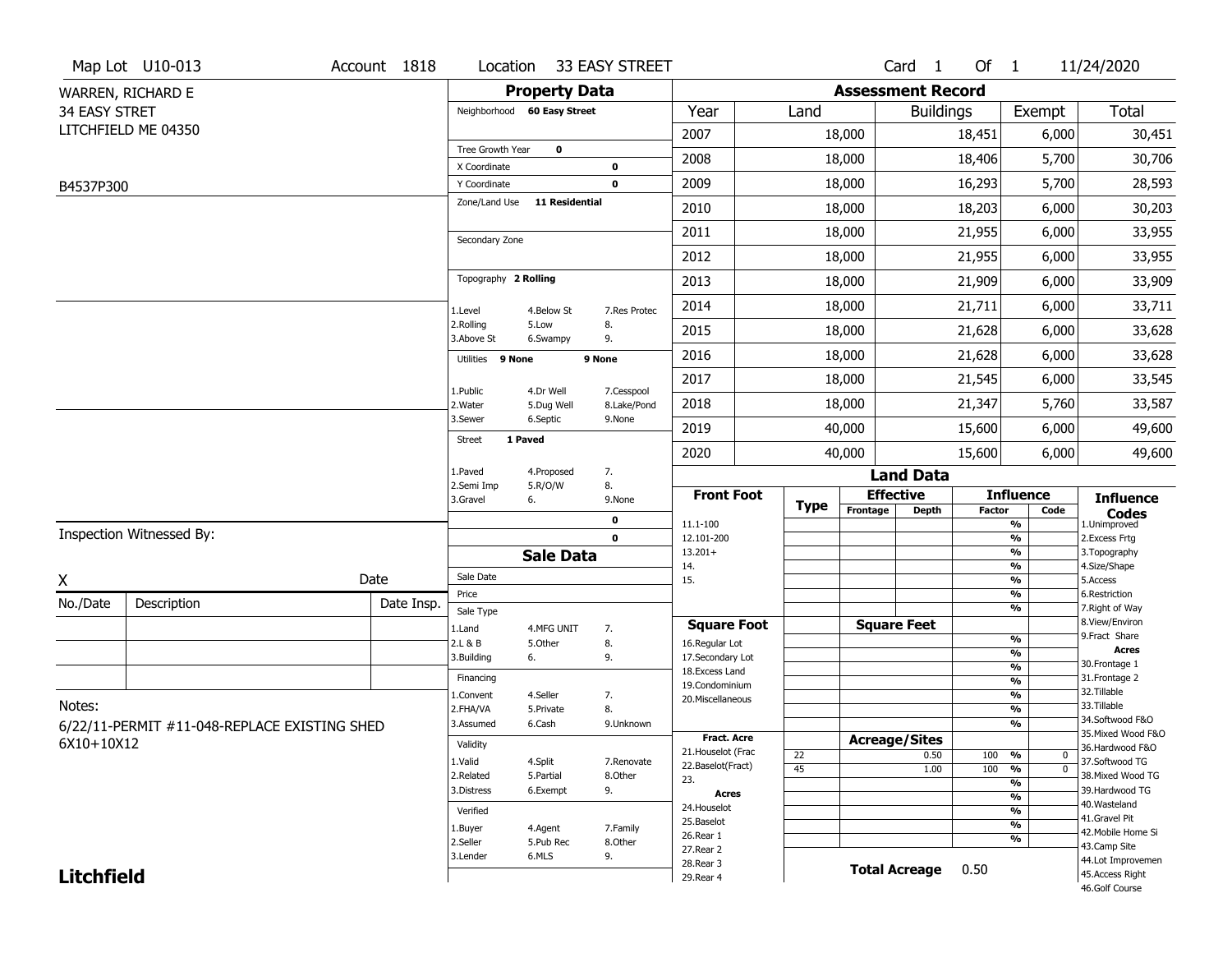Map Lot U10-013 | Account 1818 | Location 33 EASY STREET | Card 1 Of 1 | 11/24/2020

WARREN, RICHARD E
34 EASY STRET
LITCHFIELD ME 04350

B4537P300

## Property Data

| | | |
|---|---|---|
| Neighborhood | 60 Easy Street | |
| Tree Growth Year | 0 | |
| X Coordinate | | 0 |
| Y Coordinate | | 0 |
| Zone/Land Use | 11 Residential | |
| Secondary Zone | | |
| Topography | 2 Rolling | |
| 1.Level | 4.Below St | 7.Res Protec |
| 2.Rolling | 5.Low | 8. |
| 3.Above St | 6.Swampy | 9. |
| Utilities | 9 None | 9 None |
| 1.Public | 4.Dr Well | 7.Cesspool |
| 2.Water | 5.Dug Well | 8.Lake/Pond |
| 3.Sewer | 6.Septic | 9.None |
| Street | 1 Paved | |
| 1.Paved | 4.Proposed | 7. |
| 2.Semi Imp | 5.R/O/W | 8. |
| 3.Gravel | 6. | 9.None |
| | | 0 |
| | | 0 |

## Assessment Record

| Year | Land | Buildings | Exempt | Total |
|---|---|---|---|---|
| 2007 | 18,000 | 18,451 | 6,000 | 30,451 |
| 2008 | 18,000 | 18,406 | 5,700 | 30,706 |
| 2009 | 18,000 | 16,293 | 5,700 | 28,593 |
| 2010 | 18,000 | 18,203 | 6,000 | 30,203 |
| 2011 | 18,000 | 21,955 | 6,000 | 33,955 |
| 2012 | 18,000 | 21,955 | 6,000 | 33,955 |
| 2013 | 18,000 | 21,909 | 6,000 | 33,909 |
| 2014 | 18,000 | 21,711 | 6,000 | 33,711 |
| 2015 | 18,000 | 21,628 | 6,000 | 33,628 |
| 2016 | 18,000 | 21,628 | 6,000 | 33,628 |
| 2017 | 18,000 | 21,545 | 6,000 | 33,545 |
| 2018 | 18,000 | 21,347 | 5,760 | 33,587 |
| 2019 | 40,000 | 15,600 | 6,000 | 49,600 |
| 2020 | 40,000 | 15,600 | 6,000 | 49,600 |

## Land Data

| Front Foot | Type | Effective Frontage | Effective Depth | Influence Factor | Influence Code |
|---|---|---|---|---|---|
| 11.1-100 | | | | % | |
| 12.101-200 | | | | % | |
| 13.201+ | | | | % | |
| 14. | | | | % | |
| 15. | | | | % | |
| | | | | % | |

| Square Foot | Square Feet | | |
|---|---|---|---|
| 16.Regular Lot | | % | |
| 17.Secondary Lot | | % | |
| 18.Excess Land | | % | |
| 19.Condominium | | % | |
| 20.Miscellaneous | | % | |
| | | % | |
| | | % | |

| Fract. Acre | Type | Acreage/Sites | Factor | Code |
|---|---|---|---|---|
| 21.Houselot (Frac | 22 | 0.50 | 100 % | 0 |
| 22.Baselot(Fract) | 45 | 1.00 | 100 % | 0 |
| 23. | | | % | |
| **Acres** | | | % | |
| 24.Houselot | | | % | |
| 25.Baselot | | | % | |
| 26.Rear 1 | | | % | |
| 27.Rear 2 | | | | |
| 28.Rear 3 | | | | |
| 29.Rear 4 | | | | |

**Total Acreage** 0.50

**Influence Codes**
1.Unimproved
2.Excess Frtg
3.Topography
4.Size/Shape
5.Access
6.Restriction
7.Right of Way
8.View/Environ
9.Fract Share
**Acres**
30.Frontage 1
31.Frontage 2
32.Tillable
33.Tillable
34.Softwood F&O
35.Mixed Wood F&O
36.Hardwood F&O
37.Softwood TG
38.Mixed Wood TG
39.Hardwood TG
40.Wasteland
41.Gravel Pit
42.Mobile Home Si
43.Camp Site
44.Lot Improvemen
45.Access Right
46.Golf Course

## Sale Data

| | | |
|---|---|---|
| Sale Date | | |
| Price | | |
| Sale Type | | |
| 1.Land | 4.MFG UNIT | 7. |
| 2.L & B | 5.Other | 8. |
| 3.Building | 6. | 9. |
| Financing | | |
| 1.Convent | 4.Seller | 7. |
| 2.FHA/VA | 5.Private | 8. |
| 3.Assumed | 6.Cash | 9.Unknown |
| Validity | | |
| 1.Valid | 4.Split | 7.Renovate |
| 2.Related | 5.Partial | 8.Other |
| 3.Distress | 6.Exempt | 9. |
| Verified | | |
| 1.Buyer | 4.Agent | 7.Family |
| 2.Seller | 5.Pub Rec | 8.Other |
| 3.Lender | 6.MLS | 9. |

Inspection Witnessed By:

X _______________ Date

| No./Date | Description | Date Insp. |
|---|---|---|
| | | |
| | | |
| | | |

Notes:
6/22/11-PERMIT #11-048-REPLACE EXISTING SHED 6X10+10X12

**Litchfield**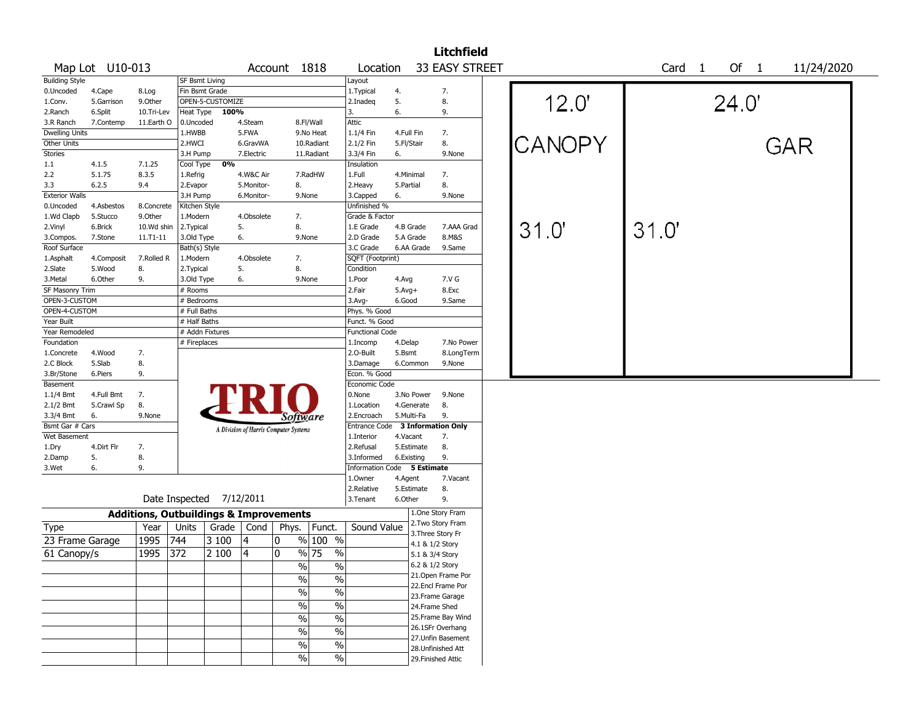# Litchfield

Map Lot U10-013 | Account 1818 | Location 33 EASY STREET | Card 1 Of 1 | 11/24/2020

| Building Style | | | SF Bsmt Living | | | Layout | | |
|---|---|---|---|---|---|---|---|---|
| 0.Uncoded | 4.Cape | 8.Log | Fin Bsmt Grade | | | 1.Typical | 4. | 7. |
| 1.Conv. | 5.Garrison | 9.Other | OPEN-5-CUSTOMIZE | | | 2.Inadeq | 5. | 8. |
| 2.Ranch | 6.Split | 10.Tri-Lev | Heat Type 100% | | | 3. | 6. | 9. |
| 3.R Ranch | 7.Contemp | 11.Earth O | 0.Uncoded | 4.Steam | 8.Fl/Wall | Attic | | |
| Dwelling Units | | | 1.HWBB | 5.FWA | 9.No Heat | 1.1/4 Fin | 4.Full Fin | 7. |
| Other Units | | | 2.HWCI | 6.GravWA | 10.Radiant | 2.1/2 Fin | 5.Fl/Stair | 8. |
| Stories | | | 3.H Pump | 7.Electric | 11.Radiant | 3.3/4 Fin | 6. | 9.None |
| 1.1 | 4.1.5 | 7.1.25 | Cool Type 0% | | | Insulation | | |
| 2.2 | 5.1.75 | 8.3.5 | 1.Refrig | 4.W&C Air | 7.RadHW | 1.Full | 4.Minimal | 7. |
| 3.3 | 6.2.5 | 9.4 | 2.Evapor | 5.Monitor- | 8. | 2.Heavy | 5.Partial | 8. |
| Exterior Walls | | | 3.H Pump | 6.Monitor- | 9.None | 3.Capped | 6. | 9.None |
| 0.Uncoded | 4.Asbestos | 8.Concrete | Kitchen Style | | | Unfinished % | | |
| 1.Wd Clapb | 5.Stucco | 9.Other | 1.Modern | 4.Obsolete | 7. | Grade & Factor | | |
| 2.Vinyl | 6.Brick | 10.Wd shin | 2.Typical | 5. | 8. | 1.E Grade | 4.B Grade | 7.AAA Grad |
| 3.Compos. | 7.Stone | 11.T1-11 | 3.Old Type | 6. | 9.None | 2.D Grade | 5.A Grade | 8.M&S |
| Roof Surface | | | Bath(s) Style | | | 3.C Grade | 6.AA Grade | 9.Same |
| 1.Asphalt | 4.Composit | 7.Rolled R | 1.Modern | 4.Obsolete | 7. | SQFT (Footprint) | | |
| 2.Slate | 5.Wood | 8. | 2.Typical | 5. | 8. | Condition | | |
| 3.Metal | 6.Other | 9. | 3.Old Type | 6. | 9.None | 1.Poor | 4.Avg | 7.V G |
| SF Masonry Trim | | | # Rooms | | | 2.Fair | 5.Avg+ | 8.Exc |
| OPEN-3-CUSTOM | | | # Bedrooms | | | 3.Avg- | 6.Good | 9.Same |
| OPEN-4-CUSTOM | | | # Full Baths | | | Phys. % Good | | |
| Year Built | | | # Half Baths | | | Funct. % Good | | |
| Year Remodeled | | | # Addn Fixtures | | | Functional Code | | |
| Foundation | | | # Fireplaces | | | 1.Incomp | 4.Delap | 7.No Power |
| 1.Concrete | 4.Wood | 7. | | | | 2.O-Built | 5.Bsmt | 8.LongTerm |
| 2.C Block | 5.Slab | 8. | | | | 3.Damage | 6.Common | 9.None |
| 3.Br/Stone | 6.Piers | 9. | | | | Econ. % Good | | |
| Basement | | | | | | Economic Code | | |
| 1.1/4 Bmt | 4.Full Bmt | 7. | | | | 0.None | 3.No Power | 9.None |
| 2.1/2 Bmt | 5.Crawl Sp | 8. | | | | 1.Location | 4.Generate | 8. |
| 3.3/4 Bmt | 6. | 9.None | | | | 2.Encroach | 5.Multi-Fa | 9. |
| Bsmt Gar # Cars | | | | | | Entrance Code 3 Information Only | | |
| Wet Basement | | | | | | 1.Interior | 4.Vacant | 7. |
| 1.Dry | 4.Dirt Flr | 7. | | | | 2.Refusal | 5.Estimate | 8. |
| 2.Damp | 5. | 8. | | | | 3.Informed | 6.Existing | 9. |
| 3.Wet | 6. | 9. | | | | Information Code 5 Estimate | | |
| | | | | | | 1.Owner | 4.Agent | 7.Vacant |
| | | | | | | 2.Relative | 5.Estimate | 8. |
| | | | Date Inspected 7/12/2011 | | | 3.Tenant | 6.Other | 9. |

TRIO Software — A Division of Harris Computer Systems

## Additions, Outbuildings & Improvements

| Type | Year | Units | Grade | Cond | Phys. | Funct. | Sound Value |
|---|---|---|---|---|---|---|---|
| 23 Frame Garage | 1995 | 744 | 3 100 | 4 | 0 % | 100 % | |
| 61 Canopy/s | 1995 | 372 | 2 100 | 4 | 0 % | 75 % | |
| | | | | | % | % | |
| | | | | | % | % | |
| | | | | | % | % | |
| | | | | | % | % | |
| | | | | | % | % | |
| | | | | | % | % | |
| | | | | | % | % | |
| | | | | | % | % | |

1.One Story Fram
2.Two Story Fram
3.Three Story Fr
4.1 & 1/2 Story
5.1 & 3/4 Story
6.2 & 1/2 Story
21.Open Frame Por
22.Encl Frame Por
23.Frame Garage
24.Frame Shed
25.Frame Bay Wind
26.1SFr Overhang
27.Unfin Basement
28.Unfinished Att
29.Finished Attic

Sketch: CANOPY 12.0' x 31.0'; GAR 24.0' x 31.0'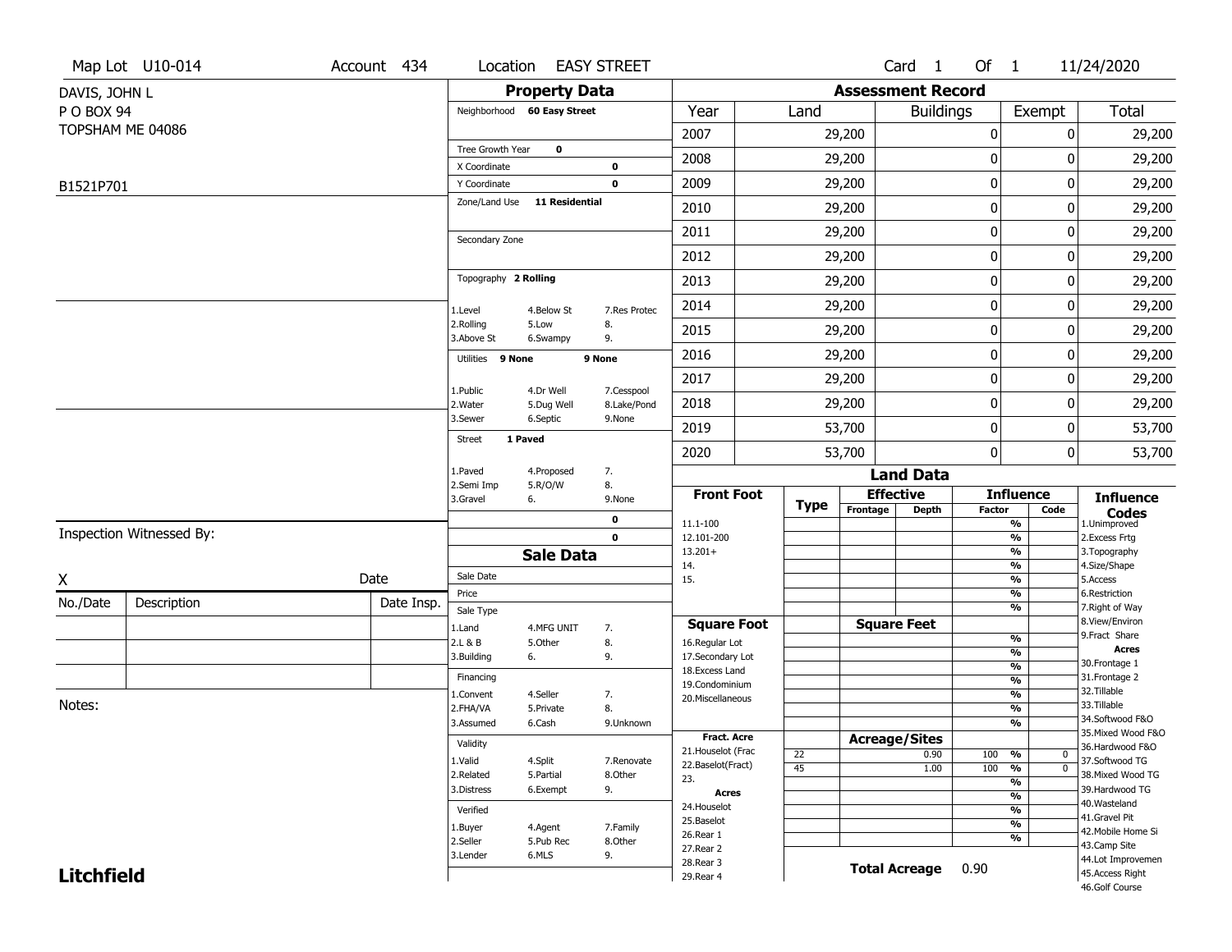Map Lot U10-014 | Account 434 | Location EASY STREET | Card 1 Of 1 | 11/24/2020

DAVIS, JOHN L
P O BOX 94
TOPSHAM ME 04086

B1521P701

## Property Data

Neighborhood **60 Easy Street**

Tree Growth Year **0**
X Coordinate **0**
Y Coordinate **0**
Zone/Land Use **11 Residential**

Secondary Zone

Topography **2 Rolling**

| | | |
|---|---|---|
| 1.Level | 4.Below St | 7.Res Protec |
| 2.Rolling | 5.Low | 8. |
| 3.Above St | 6.Swampy | 9. |

Utilities **9 None** **9 None**

| | | |
|---|---|---|
| 1.Public | 4.Dr Well | 7.Cesspool |
| 2.Water | 5.Dug Well | 8.Lake/Pond |
| 3.Sewer | 6.Septic | 9.None |

Street **1 Paved**

| | | |
|---|---|---|
| 1.Paved | 4.Proposed | 7. |
| 2.Semi Imp | 5.R/O/W | 8. |
| 3.Gravel | 6. | 9.None |

**0**
**0**

## Assessment Record

| Year | Land | Buildings | Exempt | Total |
|---|---|---|---|---|
| 2007 | 29,200 | 0 | 0 | 29,200 |
| 2008 | 29,200 | 0 | 0 | 29,200 |
| 2009 | 29,200 | 0 | 0 | 29,200 |
| 2010 | 29,200 | 0 | 0 | 29,200 |
| 2011 | 29,200 | 0 | 0 | 29,200 |
| 2012 | 29,200 | 0 | 0 | 29,200 |
| 2013 | 29,200 | 0 | 0 | 29,200 |
| 2014 | 29,200 | 0 | 0 | 29,200 |
| 2015 | 29,200 | 0 | 0 | 29,200 |
| 2016 | 29,200 | 0 | 0 | 29,200 |
| 2017 | 29,200 | 0 | 0 | 29,200 |
| 2018 | 29,200 | 0 | 0 | 29,200 |
| 2019 | 53,700 | 0 | 0 | 53,700 |
| 2020 | 53,700 | 0 | 0 | 53,700 |

## Land Data

| Front Foot | Type | Effective Frontage | Effective Depth | Influence Factor | Influence Code | Influence Codes |
|---|---|---|---|---|---|---|
| 11.1-100 | | | | % | | 1.Unimproved |
| 12.101-200 | | | | % | | 2.Excess Frtg |
| 13.201+ | | | | % | | 3.Topography |
| 14. | | | | % | | 4.Size/Shape |
| 15. | | | | % | | 5.Access |
| | | | | % | | 6.Restriction |
| | | | | % | | 7.Right of Way |
| **Square Foot** | | **Square Feet** | | | | 8.View/Environ |
| 16.Regular Lot | | | | % | | 9.Fract Share |
| 17.Secondary Lot | | | | % | | **Acres** |
| 18.Excess Land | | | | % | | 30.Frontage 1 |
| 19.Condominium | | | | % | | 31.Frontage 2 |
| 20.Miscellaneous | | | | % | | 32.Tillable |
| | | | | % | | 33.Tillable |
| | | | | % | | 34.Softwood F&O |
| **Fract. Acre** | | **Acreage/Sites** | | | | 35.Mixed Wood F&O |
| 21.Houselot (Frac | 22 | | 0.90 | 100 % | 0 | 36.Hardwood F&O |
| 22.Baselot(Fract) | 45 | | 1.00 | 100 % | 0 | 37.Softwood TG |
| 23. | | | | % | | 38.Mixed Wood TG |
| **Acres** | | | | % | | 39.Hardwood TG |
| 24.Houselot | | | | % | | 40.Wasteland |
| 25.Baselot | | | | % | | 41.Gravel Pit |
| 26.Rear 1 | | | | % | | 42.Mobile Home Si |
| 27.Rear 2 | | | | | | 43.Camp Site |
| 28.Rear 3 | | **Total Acreage** | 0.90 | | | 44.Lot Improvemen |
| 29.Rear 4 | | | | | | 45.Access Right |
| | | | | | | 46.Golf Course |

## Sale Data

Sale Date
Price
Sale Type

| | | |
|---|---|---|
| 1.Land | 4.MFG UNIT | 7. |
| 2.L & B | 5.Other | 8. |
| 3.Building | 6. | 9. |

Financing

| | | |
|---|---|---|
| 1.Convent | 4.Seller | 7. |
| 2.FHA/VA | 5.Private | 8. |
| 3.Assumed | 6.Cash | 9.Unknown |

Validity

| | | |
|---|---|---|
| 1.Valid | 4.Split | 7.Renovate |
| 2.Related | 5.Partial | 8.Other |
| 3.Distress | 6.Exempt | 9. |

Verified

| | | |
|---|---|---|
| 1.Buyer | 4.Agent | 7.Family |
| 2.Seller | 5.Pub Rec | 8.Other |
| 3.Lender | 6.MLS | 9. |

Inspection Witnessed By:

X Date

| No./Date | Description | Date Insp. |
|---|---|---|
| | | |
| | | |
| | | |

Notes:

**Litchfield**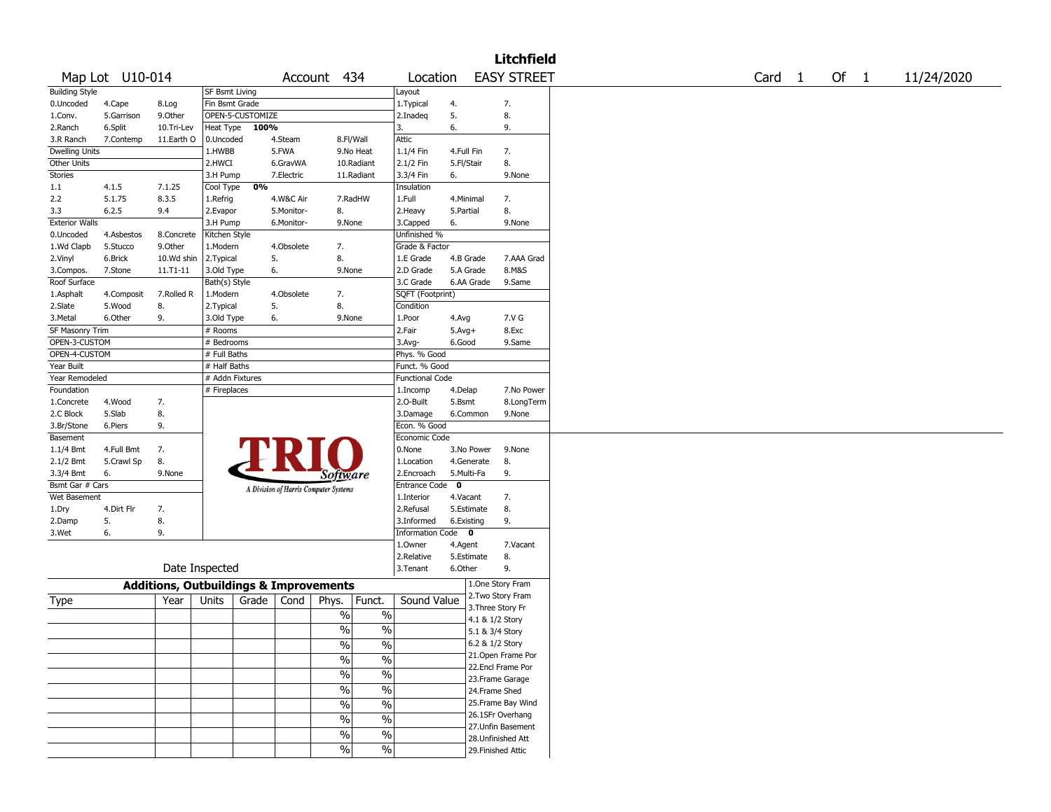# Litchfield

Map Lot U10-014 | Account 434 | Location EASY STREET | Card 1 Of 1 | 11/24/2020

| Building Style | | | SF Bsmt Living | | | Layout | | |
|---|---|---|---|---|---|---|---|---|
| 0.Uncoded | 4.Cape | 8.Log | Fin Bsmt Grade | | | 1.Typical | 4. | 7. |
| 1.Conv. | 5.Garrison | 9.Other | OPEN-5-CUSTOMIZE | | | 2.Inadeq | 5. | 8. |
| 2.Ranch | 6.Split | 10.Tri-Lev | Heat Type 100% | | | 3. | 6. | 9. |
| 3.R Ranch | 7.Contemp | 11.Earth O | 0.Uncoded | 4.Steam | 8.Fl/Wall | Attic | | |
| Dwelling Units | | | 1.HWBB | 5.FWA | 9.No Heat | 1.1/4 Fin | 4.Full Fin | 7. |
| Other Units | | | 2.HWCI | 6.GravWA | 10.Radiant | 2.1/2 Fin | 5.Fl/Stair | 8. |
| Stories | | | 3.H Pump | 7.Electric | 11.Radiant | 3.3/4 Fin | 6. | 9.None |
| 1.1 | 4.1.5 | 7.1.25 | Cool Type 0% | | | Insulation | | |
| 2.2 | 5.1.75 | 8.3.5 | 1.Refrig | 4.W&C Air | 7.RadHW | 1.Full | 4.Minimal | 7. |
| 3.3 | 6.2.5 | 9.4 | 2.Evapor | 5.Monitor- | 8. | 2.Heavy | 5.Partial | 8. |
| Exterior Walls | | | 3.H Pump | 6.Monitor- | 9.None | 3.Capped | 6. | 9.None |
| 0.Uncoded | 4.Asbestos | 8.Concrete | Kitchen Style | | | Unfinished % | | |
| 1.Wd Clapb | 5.Stucco | 9.Other | 1.Modern | 4.Obsolete | 7. | Grade & Factor | | |
| 2.Vinyl | 6.Brick | 10.Wd shin | 2.Typical | 5. | 8. | 1.E Grade | 4.B Grade | 7.AAA Grad |
| 3.Compos. | 7.Stone | 11.T1-11 | 3.Old Type | 6. | 9.None | 2.D Grade | 5.A Grade | 8.M&S |
| Roof Surface | | | Bath(s) Style | | | 3.C Grade | 6.AA Grade | 9.Same |
| 1.Asphalt | 4.Composit | 7.Rolled R | 1.Modern | 4.Obsolete | 7. | SQFT (Footprint) | | |
| 2.Slate | 5.Wood | 8. | 2.Typical | 5. | 8. | Condition | | |
| 3.Metal | 6.Other | 9. | 3.Old Type | 6. | 9.None | 1.Poor | 4.Avg | 7.V G |
| SF Masonry Trim | | | # Rooms | | | 2.Fair | 5.Avg+ | 8.Exc |
| OPEN-3-CUSTOM | | | # Bedrooms | | | 3.Avg- | 6.Good | 9.Same |
| OPEN-4-CUSTOM | | | # Full Baths | | | Phys. % Good | | |
| Year Built | | | # Half Baths | | | Funct. % Good | | |
| Year Remodeled | | | # Addn Fixtures | | | Functional Code | | |
| Foundation | | | # Fireplaces | | | 1.Incomp | 4.Delap | 7.No Power |
| 1.Concrete | 4.Wood | 7. | | | | 2.O-Built | 5.Bsmt | 8.LongTerm |
| 2.C Block | 5.Slab | 8. | | | | 3.Damage | 6.Common | 9.None |
| 3.Br/Stone | 6.Piers | 9. | | | | Econ. % Good | | |
| Basement | | | | | | Economic Code | | |
| 1.1/4 Bmt | 4.Full Bmt | 7. | | | | 0.None | 3.No Power | 9.None |
| 2.1/2 Bmt | 5.Crawl Sp | 8. | | | | 1.Location | 4.Generate | 8. |
| 3.3/4 Bmt | 6. | 9.None | | | | 2.Encroach | 5.Multi-Fa | 9. |
| Bsmt Gar # Cars | | | | | | Entrance Code 0 | | |
| Wet Basement | | | | | | 1.Interior | 4.Vacant | 7. |
| 1.Dry | 4.Dirt Flr | 7. | | | | 2.Refusal | 5.Estimate | 8. |
| 2.Damp | 5. | 8. | | | | 3.Informed | 6.Existing | 9. |
| 3.Wet | 6. | 9. | | | | Information Code 0 | | |
| | | | | | | 1.Owner | 4.Agent | 7.Vacant |
| | | | | | | 2.Relative | 5.Estimate | 8. |
| Date Inspected | | | | | | 3.Tenant | 6.Other | 9. |

TRIO Software — A Division of Harris Computer Systems

## Additions, Outbuildings & Improvements

| Type | Year | Units | Grade | Cond | Phys. | Funct. | Sound Value |
|---|---|---|---|---|---|---|---|
| | | | | | % | % | |
| | | | | | % | % | |
| | | | | | % | % | |
| | | | | | % | % | |
| | | | | | % | % | |
| | | | | | % | % | |
| | | | | | % | % | |
| | | | | | % | % | |
| | | | | | % | % | |
| | | | | | % | % | |

1.One Story Fram
2.Two Story Fram
3.Three Story Fr
4.1 & 1/2 Story
5.1 & 3/4 Story
6.2 & 1/2 Story
21.Open Frame Por
22.Encl Frame Por
23.Frame Garage
24.Frame Shed
25.Frame Bay Wind
26.1SFr Overhang
27.Unfin Basement
28.Unfinished Att
29.Finished Attic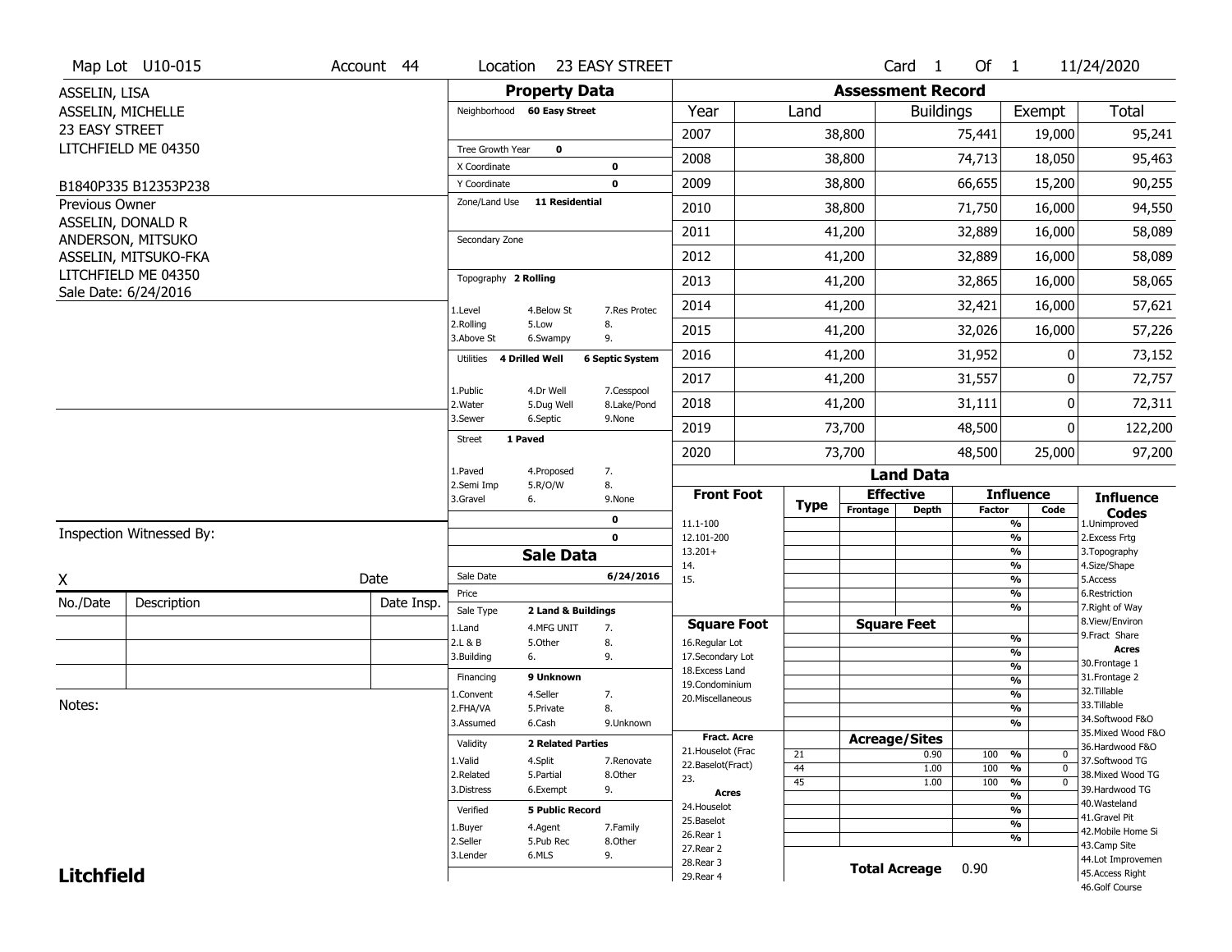Map Lot U10-015 | Account 44 | Location 23 EASTY STREET | Card 1 Of 1 | 11/24/2020

ASSELIN, LISA
ASSELIN, MICHELLE
23 EASY STREET
LITCHFIELD ME 04350

B1840P335 B12353P238

Previous Owner
ASSELIN, DONALD R
ANDERSON, MITSUKO
ASSELIN, MITSUKO-FKA
LITCHFIELD ME 04350
Sale Date: 6/24/2016

## Property Data

Neighborhood **60 Easy Street**

Tree Growth Year **0**
X Coordinate **0**
Y Coordinate **0**
Zone/Land Use **11 Residential**

Secondary Zone

Topography **2 Rolling**

| | | |
|---|---|---|
| 1.Level | 4.Below St | 7.Res Protec |
| 2.Rolling | 5.Low | 8. |
| 3.Above St | 6.Swampy | 9. |

Utilities **4 Drilled Well** **6 Septic System**

| | | |
|---|---|---|
| 1.Public | 4.Dr Well | 7.Cesspool |
| 2.Water | 5.Dug Well | 8.Lake/Pond |
| 3.Sewer | 6.Septic | 9.None |

Street **1 Paved**

| | | |
|---|---|---|
| 1.Paved | 4.Proposed | 7. |
| 2.Semi Imp | 5.R/O/W | 8. |
| 3.Gravel | 6. | 9.None |

0
0

## Sale Data

Sale Date **6/24/2016**
Price
Sale Type **2 Land & Buildings**

| | | |
|---|---|---|
| 1.Land | 4.MFG UNIT | 7. |
| 2.L & B | 5.Other | 8. |
| 3.Building | 6. | 9. |

Financing **9 Unknown**

| | | |
|---|---|---|
| 1.Convent | 4.Seller | 7. |
| 2.FHA/VA | 5.Private | 8. |
| 3.Assumed | 6.Cash | 9.Unknown |

Validity **2 Related Parties**

| | | |
|---|---|---|
| 1.Valid | 4.Split | 7.Renovate |
| 2.Related | 5.Partial | 8.Other |
| 3.Distress | 6.Exempt | 9. |

Verified **5 Public Record**

| | | |
|---|---|---|
| 1.Buyer | 4.Agent | 7.Family |
| 2.Seller | 5.Pub Rec | 8.Other |
| 3.Lender | 6.MLS | 9. |

## Assessment Record

| Year | Land | Buildings | Exempt | Total |
|---|---|---|---|---|
| 2007 | 38,800 | 75,441 | 19,000 | 95,241 |
| 2008 | 38,800 | 74,713 | 18,050 | 95,463 |
| 2009 | 38,800 | 66,655 | 15,200 | 90,255 |
| 2010 | 38,800 | 71,750 | 16,000 | 94,550 |
| 2011 | 41,200 | 32,889 | 16,000 | 58,089 |
| 2012 | 41,200 | 32,889 | 16,000 | 58,089 |
| 2013 | 41,200 | 32,865 | 16,000 | 58,065 |
| 2014 | 41,200 | 32,421 | 16,000 | 57,621 |
| 2015 | 41,200 | 32,026 | 16,000 | 57,226 |
| 2016 | 41,200 | 31,952 | 0 | 73,152 |
| 2017 | 41,200 | 31,557 | 0 | 72,757 |
| 2018 | 41,200 | 31,111 | 0 | 72,311 |
| 2019 | 73,700 | 48,500 | 0 | 122,200 |
| 2020 | 73,700 | 48,500 | 25,000 | 97,200 |

## Land Data

| Type | Effective Frontage | Effective Depth | Influence Factor | Influence Code |
|---|---|---|---|---|
| 21 | | 0.90 | 100 % | 0 |
| 44 | | 1.00 | 100 % | 0 |
| 45 | | 1.00 | 100 % | 0 |

Front Foot: 11.1-100, 12.101-200, 13.201+, 14., 15.

Square Foot: 16.Regular Lot, 17.Secondary Lot, 18.Excess Land, 19.Condominium, 20.Miscellaneous

Fract. Acre: 21.Houselot (Frac, 22.Baselot(Fract), 23.

Acres: 24.Houselot, 25.Baselot, 26.Rear 1, 27.Rear 2, 28.Rear 3, 29.Rear 4

**Total Acreage** 0.90

Influence Codes: 1.Unimproved, 2.Excess Frtg, 3.Topography, 4.Size/Shape, 5.Access, 6.Restriction, 7.Right of Way, 8.View/Environ, 9.Fract Share

Acres: 30.Frontage 1, 31.Frontage 2, 32.Tillable, 33.Tillable, 34.Softwood F&O, 35.Mixed Wood F&O, 36.Hardwood F&O, 37.Softwood TG, 38.Mixed Wood TG, 39.Hardwood TG, 40.Wasteland, 41.Gravel Pit, 42.Mobile Home Si, 43.Camp Site, 44.Lot Improvemen, 45.Access Right, 46.Golf Course

Inspection Witnessed By:

X ____________________ Date

| No./Date | Description | Date Insp. |
|---|---|---|
| | | |
| | | |
| | | |

Notes:

**Litchfield**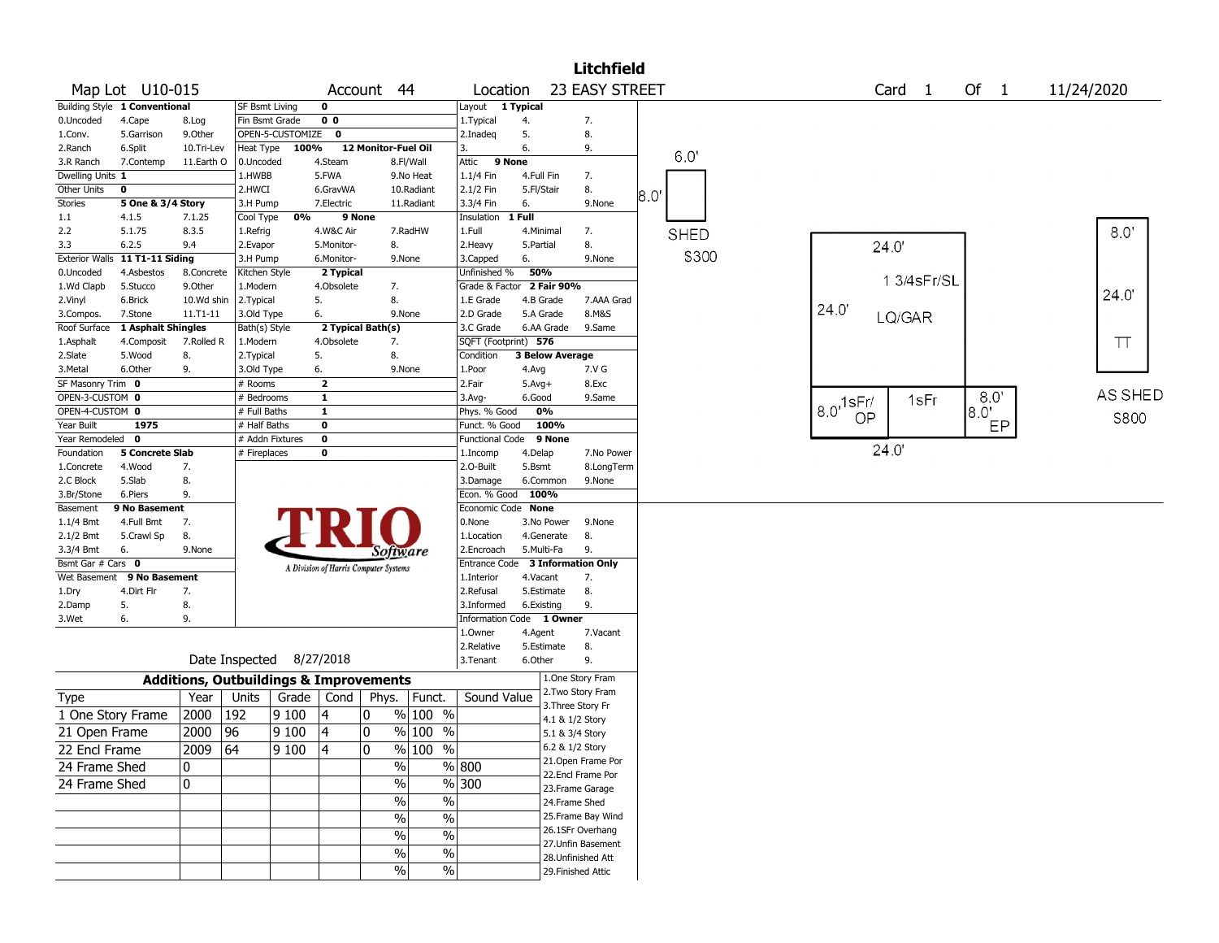# Litchfield

Map Lot U10-015 | Account 44 | Location 23 EASY STREET | Card 1 Of 1 | 11/24/2020

| Field | Value | | | |
|---|---|---|---|---|
| Building Style | 1 Conventional | | | |
| 0.Uncoded | 4.Cape | 8.Log | | |
| 1.Conv. | 5.Garrison | 9.Other | | |
| 2.Ranch | 6.Split | 10.Tri-Lev | | |
| 3.R Ranch | 7.Contemp | 11.Earth O | | |
| Dwelling Units | 1 | | | |
| Other Units | 0 | | | |
| Stories | 5 One & 3/4 Story | | | |
| 1.1 | 4.1.5 | 7.1.25 | | |
| 2.2 | 5.1.75 | 8.3.5 | | |
| 3.3 | 6.2.5 | 9.4 | | |
| Exterior Walls | 11 T1-11 Siding | | | |
| 0.Uncoded | 4.Asbestos | 8.Concrete | | |
| 1.Wd Clapb | 5.Stucco | 9.Other | | |
| 2.Vinyl | 6.Brick | 10.Wd shin | | |
| 3.Compos. | 7.Stone | 11.T1-11 | | |
| Roof Surface | 1 Asphalt Shingles | | | |
| 1.Asphalt | 4.Composit | 7.Rolled R | | |
| 2.Slate | 5.Wood | 8. | | |
| 3.Metal | 6.Other | 9. | | |
| SF Masonry Trim | 0 | | | |
| OPEN-3-CUSTOM | 0 | | | |
| OPEN-4-CUSTOM | 0 | | | |
| Year Built | 1975 | | | |
| Year Remodeled | 0 | | | |
| Foundation | 5 Concrete Slab | | | |
| 1.Concrete | 4.Wood | 7. | | |
| 2.C Block | 5.Slab | 8. | | |
| 3.Br/Stone | 6.Piers | 9. | | |
| Basement | 9 No Basement | | | |
| 1.1/4 Bmt | 4.Full Bmt | 7. | | |
| 2.1/2 Bmt | 5.Crawl Sp | 8. | | |
| 3.3/4 Bmt | 6. | 9.None | | |
| Bsmt Gar # Cars | 0 | | | |
| Wet Basement | 9 No Basement | | | |
| 1.Dry | 4.Dirt Flr | 7. | | |
| 2.Damp | 5. | 8. | | |
| 3.Wet | 6. | 9. | | |

| Field | Value | | |
|---|---|---|---|
| SF Bsmt Living | 0 | | |
| Fin Bsmt Grade | 0 0 | | |
| OPEN-5-CUSTOMIZE | 0 | | |
| Heat Type 100% | 12 Monitor-Fuel Oil | | |
| 0.Uncoded | 4.Steam | 8.Fl/Wall | |
| 1.HWBB | 5.FWA | 9.No Heat | |
| 2.HWCI | 6.GravWA | 10.Radiant | |
| 3.H Pump | 7.Electric | 11.Radiant | |
| Cool Type 0% | 9 None | | |
| 1.Refrig | 4.W&C Air | 7.RadHW | |
| 2.Evapor | 5.Monitor- | 8. | |
| 3.H Pump | 6.Monitor- | 9.None | |
| Kitchen Style | 2 Typical | | |
| 1.Modern | 4.Obsolete | 7. | |
| 2.Typical | 5. | 8. | |
| 3.Old Type | 6. | 9.None | |
| Bath(s) Style | 2 Typical Bath(s) | | |
| 1.Modern | 4.Obsolete | 7. | |
| 2.Typical | 5. | 8. | |
| 3.Old Type | 6. | 9.None | |
| # Rooms | 2 | | |
| # Bedrooms | 1 | | |
| # Full Baths | 1 | | |
| # Half Baths | 0 | | |
| # Addn Fixtures | 0 | | |
| # Fireplaces | 0 | | |

| Field | Value | | |
|---|---|---|---|
| Layout | 1 Typical | | |
| 1.Typical | 4. | 7. | |
| 2.Inadeq | 5. | 8. | |
| 3. | 6. | 9. | |
| Attic | 9 None | | |
| 1.1/4 Fin | 4.Full Fin | 7. | |
| 2.1/2 Fin | 5.Fl/Stair | 8. | |
| 3.3/4 Fin | 6. | 9.None | |
| Insulation | 1 Full | | |
| 1.Full | 4.Minimal | 7. | |
| 2.Heavy | 5.Partial | 8. | |
| 3.Capped | 6. | 9.None | |
| Unfinished % | 50% | | |
| Grade & Factor | 2 Fair 90% | | |
| 1.E Grade | 4.B Grade | 7.AAA Grad | |
| 2.D Grade | 5.A Grade | 8.M&S | |
| 3.C Grade | 6.AA Grade | 9.Same | |
| SQFT (Footprint) | 576 | | |
| Condition | 3 Below Average | | |
| 1.Poor | 4.Avg | 7.V G | |
| 2.Fair | 5.Avg+ | 8.Exc | |
| 3.Avg- | 6.Good | 9.Same | |
| Phys. % Good | 0% | | |
| Funct. % Good | 100% | | |
| Functional Code | 9 None | | |
| 1.Incomp | 4.Delap | 7.No Power | |
| 2.O-Built | 5.Bsmt | 8.LongTerm | |
| 3.Damage | 6.Common | 9.None | |
| Econ. % Good | 100% | | |
| Economic Code | None | | |
| 0.None | 3.No Power | 9.None | |
| 1.Location | 4.Generate | 8. | |
| 2.Encroach | 5.Multi-Fa | 9. | |
| Entrance Code | 3 Information Only | | |
| 1.Interior | 4.Vacant | 7. | |
| 2.Refusal | 5.Estimate | 8. | |
| 3.Informed | 6.Existing | 9. | |
| Information Code | 1 Owner | | |
| 1.Owner | 4.Agent | 7.Vacant | |
| 2.Relative | 5.Estimate | 8. | |
| 3.Tenant | 6.Other | 9. | |

Date Inspected 8/27/2018

## Additions, Outbuildings & Improvements

| Type | Year | Units | Grade | Cond | Phys. | Funct. | Sound Value |
|---|---|---|---|---|---|---|---|
| 1 One Story Frame | 2000 | 192 | 9 100 | 4 | 0 % | 100 % | |
| 21 Open Frame | 2000 | 96 | 9 100 | 4 | 0 % | 100 % | |
| 22 Encl Frame | 2009 | 64 | 9 100 | 4 | 0 % | 100 % | |
| 24 Frame Shed | 0 | | | | % | % | 800 |
| 24 Frame Shed | 0 | | | | % | % | 300 |
| | | | | | % | % | |
| | | | | | % | % | |
| | | | | | % | % | |
| | | | | | % | % | |
| | | | | | % | % | |

1.One Story Fram
2.Two Story Fram
3.Three Story Fr
4.1 & 1/2 Story
5.1 & 3/4 Story
6.2 & 1/2 Story
21.Open Frame Por
22.Encl Frame Por
23.Frame Garage
24.Frame Shed
25.Frame Bay Wind
26.1SFr Overhang
27.Unfin Basement
28.Unfinished Att
29.Finished Attic

Sketch: SHED 6.0' x 8.0' $300; 1 3/4sFr/SL LQ/GAR 24.0' x 24.0'; 1sFr/OP 8.0'; 1sFr; EP 8.0' x 8.0'; 24.0'; AS SHED 8.0' x 24.0' TT $800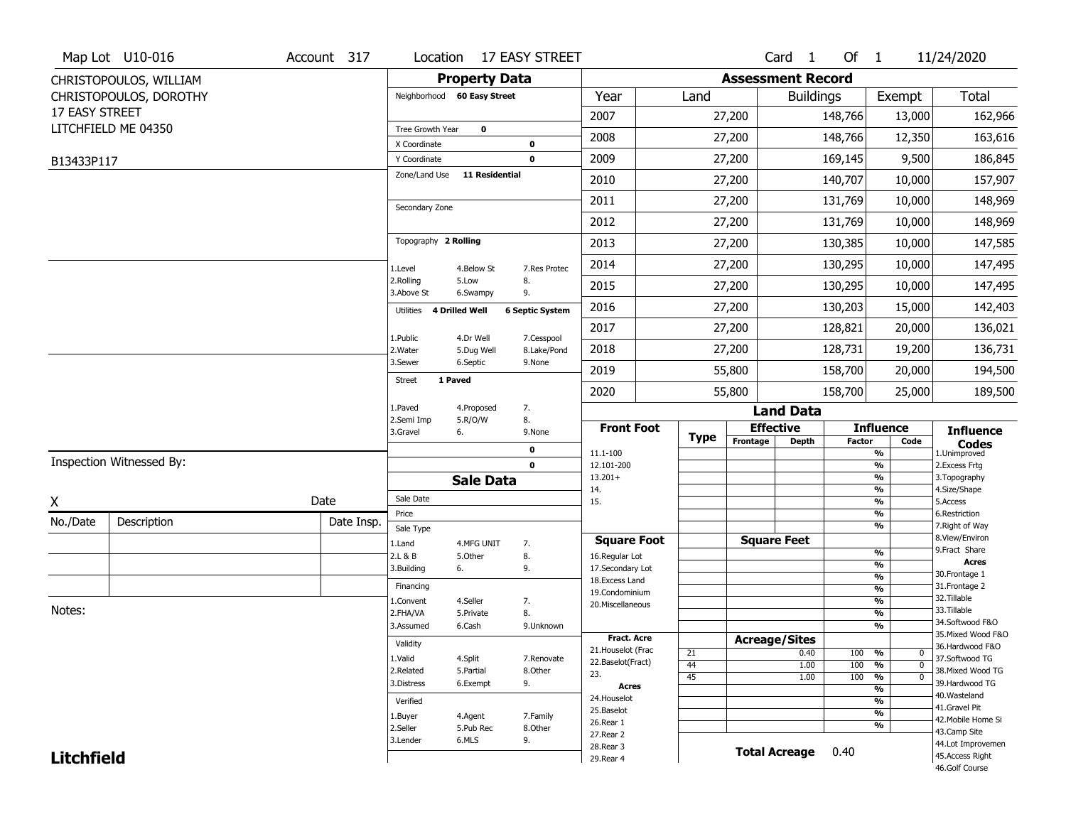Map Lot U10-016 | Account 317 | Location 17 EASY STREET | Card 1 Of 1 | 11/24/2020

CHRISTOPOULOS, WILLIAM
CHRISTOPOULOS, DOROTHY
17 EASY STREET
LITCHFIELD ME 04350

B13433P117

## Property Data

Neighborhood **60 Easy Street**

Tree Growth Year **0**
X Coordinate **0**
Y Coordinate **0**
Zone/Land Use **11 Residential**

Secondary Zone

Topography **2 Rolling**

1.Level 4.Below St 7.Res Protec
2.Rolling 5.Low 8.
3.Above St 6.Swampy 9.

Utilities **4 Drilled Well** **6 Septic System**

1.Public 4.Dr Well 7.Cesspool
2.Water 5.Dug Well 8.Lake/Pond
3.Sewer 6.Septic 9.None

Street **1 Paved**

1.Paved 4.Proposed 7.
2.Semi Imp 5.R/O/W 8.
3.Gravel 6. 9.None

0
0

## Assessment Record

| Year | Land | Buildings | Exempt | Total |
|---|---|---|---|---|
| 2007 | 27,200 | 148,766 | 13,000 | 162,966 |
| 2008 | 27,200 | 148,766 | 12,350 | 163,616 |
| 2009 | 27,200 | 169,145 | 9,500 | 186,845 |
| 2010 | 27,200 | 140,707 | 10,000 | 157,907 |
| 2011 | 27,200 | 131,769 | 10,000 | 148,969 |
| 2012 | 27,200 | 131,769 | 10,000 | 148,969 |
| 2013 | 27,200 | 130,385 | 10,000 | 147,585 |
| 2014 | 27,200 | 130,295 | 10,000 | 147,495 |
| 2015 | 27,200 | 130,295 | 10,000 | 147,495 |
| 2016 | 27,200 | 130,203 | 15,000 | 142,403 |
| 2017 | 27,200 | 128,821 | 20,000 | 136,021 |
| 2018 | 27,200 | 128,731 | 19,200 | 136,731 |
| 2019 | 55,800 | 158,700 | 20,000 | 194,500 |
| 2020 | 55,800 | 158,700 | 25,000 | 189,500 |

Inspection Witnessed By:

X Date

| No./Date | Description | Date Insp. |
|---|---|---|
| | | |
| | | |
| | | |

Notes:

## Sale Data

Sale Date
Price
Sale Type

1.Land 4.MFG UNIT 7.
2.L & B 5.Other 8.
3.Building 6. 9.

Financing

1.Convent 4.Seller 7.
2.FHA/VA 5.Private 8.
3.Assumed 6.Cash 9.Unknown

Validity

1.Valid 4.Split 7.Renovate
2.Related 5.Partial 8.Other
3.Distress 6.Exempt 9.

Verified

1.Buyer 4.Agent 7.Family
2.Seller 5.Pub Rec 8.Other
3.Lender 6.MLS 9.

## Land Data

**Front Foot**: 11.1-100, 12.101-200, 13.201+, 14., 15.

**Square Foot**: 16.Regular Lot, 17.Secondary Lot, 18.Excess Land, 19.Condominium, 20.Miscellaneous

**Fract. Acre**: 21.Houselot (Frac, 22.Baselot(Fract), 23.

**Acres**: 24.Houselot, 25.Baselot, 26.Rear 1, 27.Rear 2, 28.Rear 3, 29.Rear 4

### Acreage/Sites

| Type | Acreage/Sites | Influence Factor | Code |
|---|---|---|---|
| 21 | 0.40 | 100 % | 0 |
| 44 | 1.00 | 100 % | 0 |
| 45 | 1.00 | 100 % | 0 |

**Total Acreage** 0.40

**Influence Codes**
1.Unimproved
2.Excess Frtg
3.Topography
4.Size/Shape
5.Access
6.Restriction
7.Right of Way
8.View/Environ
9.Fract Share

**Acres**
30.Frontage 1
31.Frontage 2
32.Tillable
33.Tillable
34.Softwood F&O
35.Mixed Wood F&O
36.Hardwood F&O
37.Softwood TG
38.Mixed Wood TG
39.Hardwood TG
40.Wasteland
41.Gravel Pit
42.Mobile Home Si
43.Camp Site
44.Lot Improvemen
45.Access Right
46.Golf Course

**Litchfield**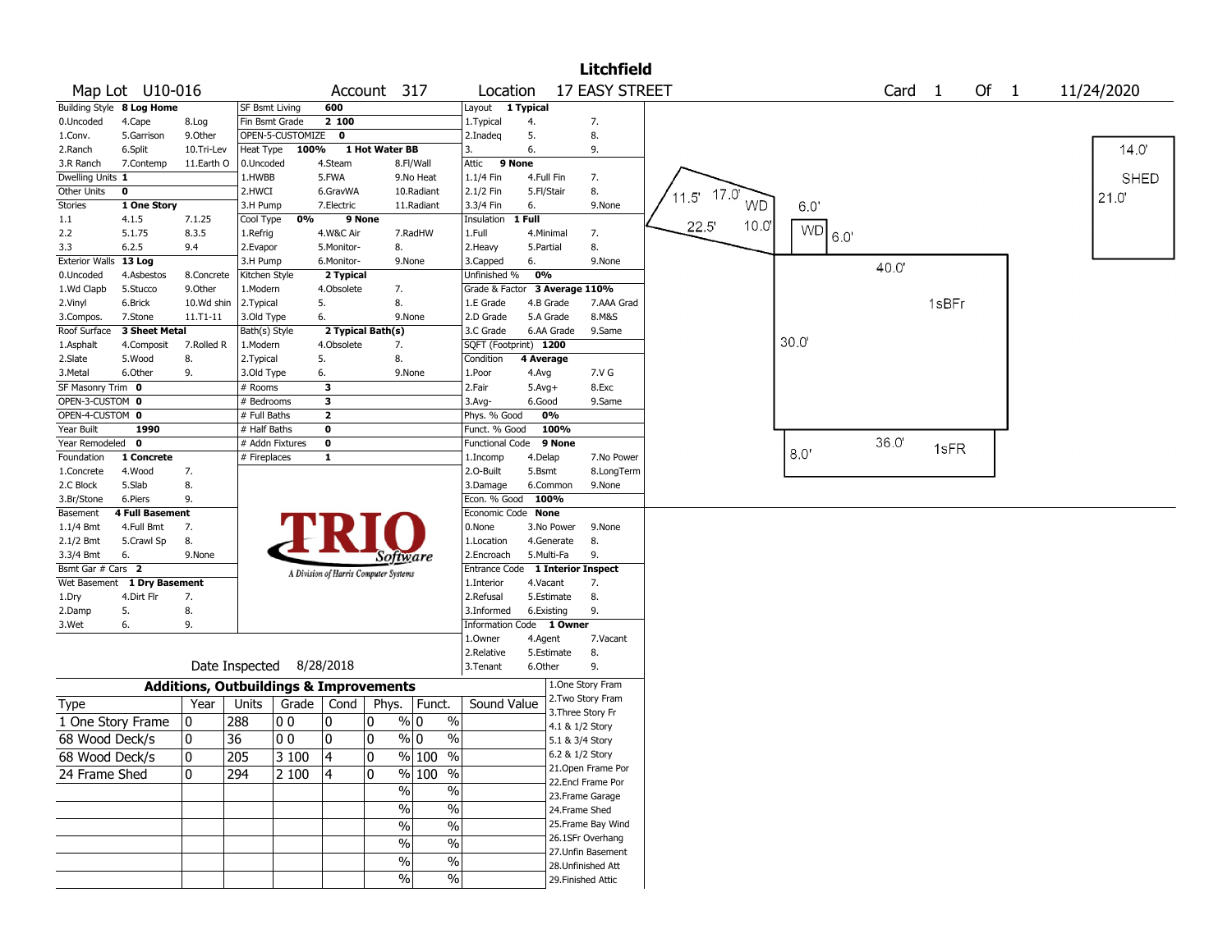# Litchfield

**Map Lot** U10-016 **Account** 317 **Location** 17 EASY STREET **Card** 1 **Of** 1 11/24/2020

| Field | Value |
|---|---|
| Building Style | 8 Log Home |
| Dwelling Units | 1 |
| Other Units | 0 |
| Stories | 1 One Story |
| Exterior Walls | 13 Log |
| Roof Surface | 3 Sheet Metal |
| SF Masonry Trim | 0 |
| OPEN-3-CUSTOM | 0 |
| OPEN-4-CUSTOM | 0 |
| Year Built | 1990 |
| Year Remodeled | 0 |
| Foundation | 1 Concrete |
| Basement | 4 Full Basement |
| Bsmt Gar # Cars | 2 |
| Wet Basement | 1 Dry Basement |
| SF Bsmt Living | 600 |
| Fin Bsmt Grade | 2 100 |
| OPEN-5-CUSTOMIZE | 0 |
| Heat Type | 100% 1 Hot Water BB |
| Cool Type | 0% 9 None |
| Kitchen Style | 2 Typical |
| Bath(s) Style | 2 Typical Bath(s) |
| # Rooms | 3 |
| # Bedrooms | 3 |
| # Full Baths | 2 |
| # Half Baths | 0 |
| # Addn Fixtures | 0 |
| # Fireplaces | 1 |
| Layout | 1 Typical |
| Attic | 9 None |
| Insulation | 1 Full |
| Unfinished % | 0% |
| Grade & Factor | 3 Average 110% |
| SQFT (Footprint) | 1200 |
| Condition | 4 Average |
| Phys. % Good | 0% |
| Funct. % Good | 100% |
| Functional Code | 9 None |
| Econ. % Good | 100% |
| Economic Code | None |
| Entrance Code | 1 Interior Inspect |
| Information Code | 1 Owner |

Date Inspected 8/28/2018

## Additions, Outbuildings & Improvements

| Type | Year | Units | Grade | Cond | Phys. | Funct. | Sound Value |
|---|---|---|---|---|---|---|---|
| 1 One Story Frame | 0 | 288 | 0 0 | 0 | 0 % | 0 % | |
| 68 Wood Deck/s | 0 | 36 | 0 0 | 0 | 0 % | 0 % | |
| 68 Wood Deck/s | 0 | 205 | 3 100 | 4 | 0 % | 100 % | |
| 24 Frame Shed | 0 | 294 | 2 100 | 4 | 0 % | 100 % | |

Sketch labels: 14.0' SHED 21.0'; 11.5' 17.0' WD 22.5' 10.0'; WD 6.0' 6.0'; 40.0' 1sBFr 30.0'; 8.0' 36.0' 1sFR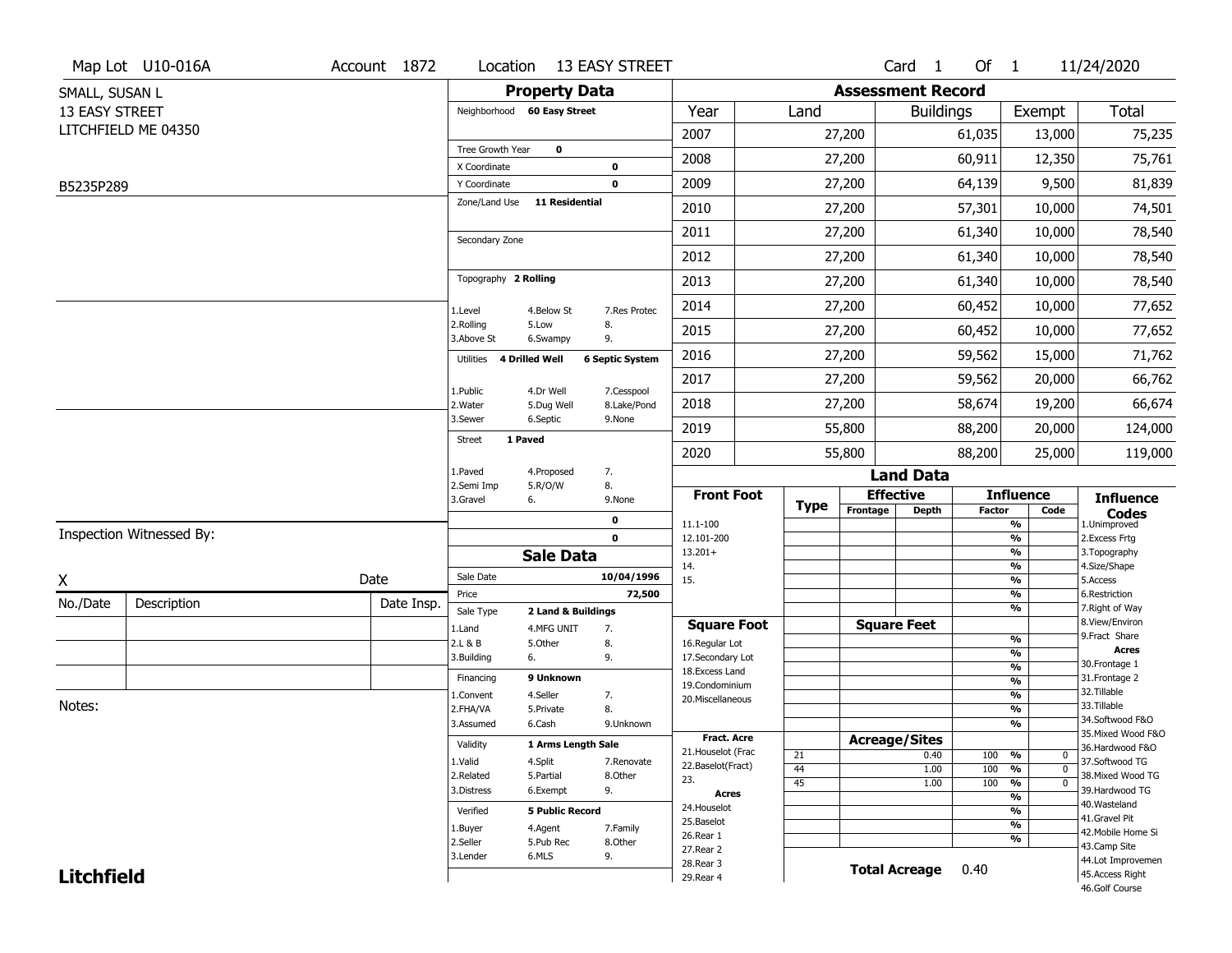Map Lot U10-016A | Account 1872 | Location 13 EASY STREET | Card 1 Of 1 | 11/24/2020

SMALL, SUSAN L
13 EASY STREET
LITCHFIELD ME 04350

B5235P289

Inspection Witnessed By:

X ______________________ Date

| No./Date | Description | Date Insp. |
|---|---|---|
| | | |
| | | |
| | | |

Notes:

**Litchfield**

## Property Data

Neighborhood **60 Easy Street**

Tree Growth Year **0**
X Coordinate **0**
Y Coordinate **0**
Zone/Land Use **11 Residential**

Secondary Zone

Topography **2 Rolling**

1.Level 4.Below St 7.Res Protec
2.Rolling 5.Low 8.
3.Above St 6.Swampy 9.

Utilities **4 Drilled Well** **6 Septic System**

1.Public 4.Dr Well 7.Cesspool
2.Water 5.Dug Well 8.Lake/Pond
3.Sewer 6.Septic 9.None

Street **1 Paved**

1.Paved 4.Proposed 7.
2.Semi Imp 5.R/O/W 8.
3.Gravel 6. 9.None

0
0

## Sale Data

Sale Date **10/04/1996**
Price **72,500**
Sale Type **2 Land & Buildings**

1.Land 4.MFG UNIT 7.
2.L & B 5.Other 8.
3.Building 6. 9.

Financing **9 Unknown**

1.Convent 4.Seller 7.
2.FHA/VA 5.Private 8.
3.Assumed 6.Cash 9.Unknown

Validity **1 Arms Length Sale**

1.Valid 4.Split 7.Renovate
2.Related 5.Partial 8.Other
3.Distress 6.Exempt 9.

Verified **5 Public Record**

1.Buyer 4.Agent 7.Family
2.Seller 5.Pub Rec 8.Other
3.Lender 6.MLS 9.

## Assessment Record

| Year | Land | Buildings | Exempt | Total |
|---|---|---|---|---|
| 2007 | 27,200 | 61,035 | 13,000 | 75,235 |
| 2008 | 27,200 | 60,911 | 12,350 | 75,761 |
| 2009 | 27,200 | 64,139 | 9,500 | 81,839 |
| 2010 | 27,200 | 57,301 | 10,000 | 74,501 |
| 2011 | 27,200 | 61,340 | 10,000 | 78,540 |
| 2012 | 27,200 | 61,340 | 10,000 | 78,540 |
| 2013 | 27,200 | 61,340 | 10,000 | 78,540 |
| 2014 | 27,200 | 60,452 | 10,000 | 77,652 |
| 2015 | 27,200 | 60,452 | 10,000 | 77,652 |
| 2016 | 27,200 | 59,562 | 15,000 | 71,762 |
| 2017 | 27,200 | 59,562 | 20,000 | 66,762 |
| 2018 | 27,200 | 58,674 | 19,200 | 66,674 |
| 2019 | 55,800 | 88,200 | 20,000 | 124,000 |
| 2020 | 55,800 | 88,200 | 25,000 | 119,000 |

## Land Data

| Front Foot | Type | Effective Frontage | Effective Depth | Influence Factor | Influence Code |
|---|---|---|---|---|---|
| 11.1-100 | | | | % | |
| 12.101-200 | | | | % | |
| 13.201+ | | | | % | |
| 14. | | | | % | |
| 15. | | | | % | |
| | | | | % | |
| | | | | % | |

| Square Foot | Square Feet | | |
|---|---|---|---|
| 16.Regular Lot | | % | |
| 17.Secondary Lot | | % | |
| 18.Excess Land | | % | |
| 19.Condominium | | % | |
| 20.Miscellaneous | | % | |
| | | % | |
| | | % | |

| Fract. Acre / Acres | Type | Acreage/Sites | Factor | Code |
|---|---|---|---|---|
| 21.Houselot (Frac | 21 | 0.40 | 100 % | 0 |
| 22.Baselot(Fract) | 44 | 1.00 | 100 % | 0 |
| 23. | 45 | 1.00 | 100 % | 0 |
| 24.Houselot | | | % | |
| 25.Baselot | | | % | |
| 26.Rear 1 | | | % | |
| 27.Rear 2 | | | % | |
| 28.Rear 3 | | | | |
| 29.Rear 4 | | | | |

**Total Acreage** 0.40

**Influence Codes**
1.Unimproved
2.Excess Frtg
3.Topography
4.Size/Shape
5.Access
6.Restriction
7.Right of Way
8.View/Environ
9.Fract Share

**Acres**
30.Frontage 1
31.Frontage 2
32.Tillable
33.Tillable
34.Softwood F&O
35.Mixed Wood F&O
36.Hardwood F&O
37.Softwood TG
38.Mixed Wood TG
39.Hardwood TG
40.Wasteland
41.Gravel Pit
42.Mobile Home Si
43.Camp Site
44.Lot Improvemen
45.Access Right
46.Golf Course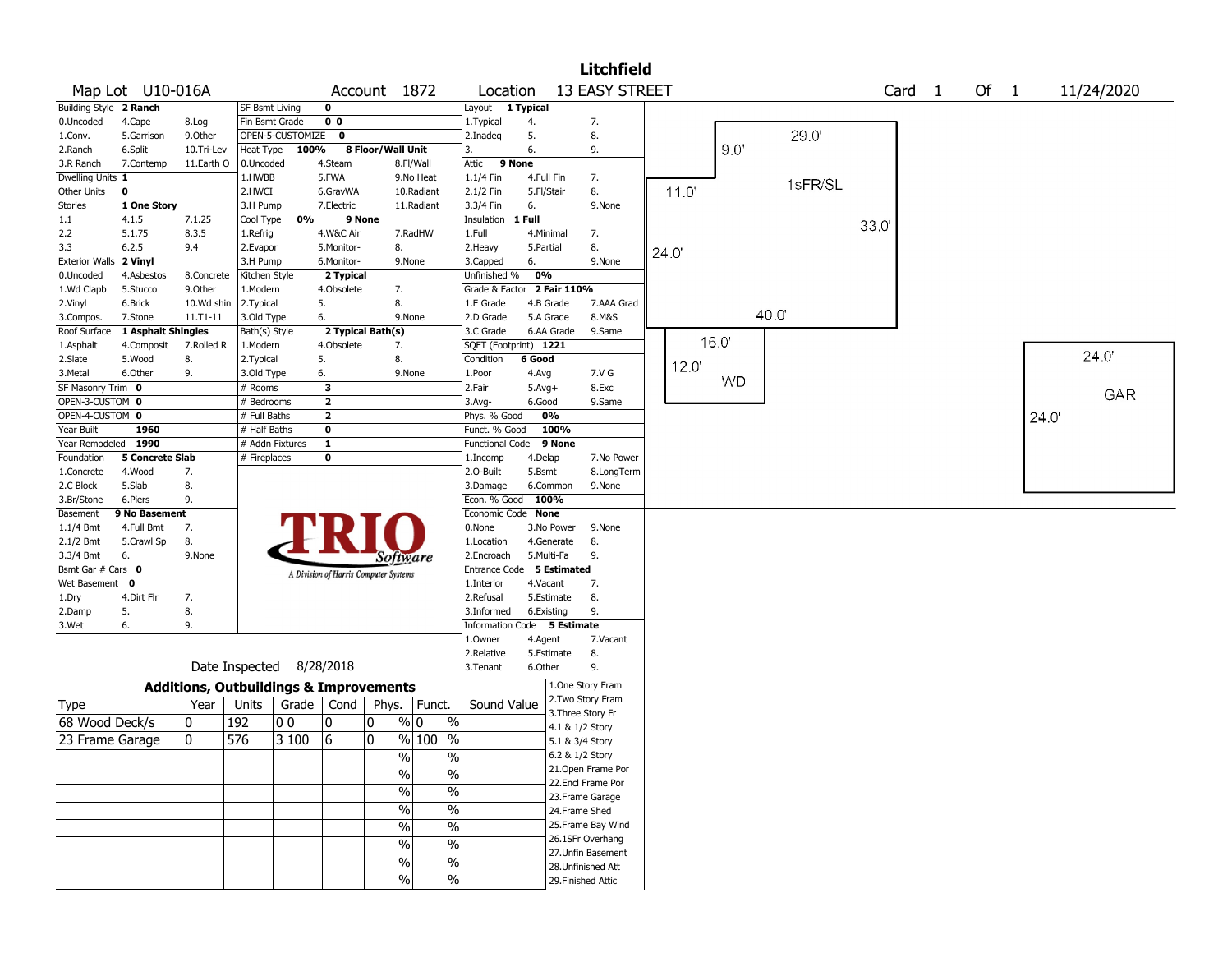# Litchfield

Map Lot U10-016A | Account 1872 | Location 13 EASY STREET | Card 1 Of 1 | 11/24/2020

| Building Style | 2 Ranch | | SF Bsmt Living | 0 | | Layout | 1 Typical | |
|---|---|---|---|---|---|---|---|---|
| 0.Uncoded | 4.Cape | 8.Log | Fin Bsmt Grade | 0 0 | | 1.Typical | 4. | 7. |
| 1.Conv. | 5.Garrison | 9.Other | OPEN-5-CUSTOMIZE | 0 | | 2.Inadeq | 5. | 8. |
| 2.Ranch | 6.Split | 10.Tri-Lev | Heat Type 100% | 8 Floor/Wall Unit | | 3. | 6. | 9. |
| 3.R Ranch | 7.Contemp | 11.Earth O | 0.Uncoded | 4.Steam | 8.Fl/Wall | Attic | 9 None | |
| Dwelling Units | 1 | | 1.HWBB | 5.FWA | 9.No Heat | 1.1/4 Fin | 4.Full Fin | 7. |
| Other Units | 0 | | 2.HWCI | 6.GravWA | 10.Radiant | 2.1/2 Fin | 5.Fl/Stair | 8. |
| Stories | 1 One Story | | 3.H Pump | 7.Electric | 11.Radiant | 3.3/4 Fin | 6. | 9.None |
| 1.1 | 4.1.5 | 7.1.25 | Cool Type 0% | 9 None | | Insulation | 1 Full | |
| 2.2 | 5.1.75 | 8.3.5 | 1.Refrig | 4.W&C Air | 7.RadHW | 1.Full | 4.Minimal | 7. |
| 3.3 | 6.2.5 | 9.4 | 2.Evapor | 5.Monitor- | 8. | 2.Heavy | 5.Partial | 8. |
| Exterior Walls | 2 Vinyl | | 3.H Pump | 6.Monitor- | 9.None | 3.Capped | 6. | 9.None |
| 0.Uncoded | 4.Asbestos | 8.Concrete | Kitchen Style | 2 Typical | | Unfinished % | 0% | |
| 1.Wd Clapb | 5.Stucco | 9.Other | 1.Modern | 4.Obsolete | 7. | Grade & Factor | 2 Fair 110% | |
| 2.Vinyl | 6.Brick | 10.Wd shin | 2.Typical | 5. | 8. | 1.E Grade | 4.B Grade | 7.AAA Grad |
| 3.Compos. | 7.Stone | 11.T1-11 | 3.Old Type | 6. | 9.None | 2.D Grade | 5.A Grade | 8.M&S |
| Roof Surface | 1 Asphalt Shingles | | Bath(s) Style | 2 Typical Bath(s) | | 3.C Grade | 6.AA Grade | 9.Same |
| 1.Asphalt | 4.Composit | 7.Rolled R | 1.Modern | 4.Obsolete | 7. | SQFT (Footprint) | 1221 | |
| 2.Slate | 5.Wood | 8. | 2.Typical | 5. | 8. | Condition | 6 Good | |
| 3.Metal | 6.Other | 9. | 3.Old Type | 6. | 9.None | 1.Poor | 4.Avg | 7.V G |
| SF Masonry Trim | 0 | | # Rooms | 3 | | 2.Fair | 5.Avg+ | 8.Exc |
| OPEN-3-CUSTOM | 0 | | # Bedrooms | 2 | | 3.Avg- | 6.Good | 9.Same |
| OPEN-4-CUSTOM | 0 | | # Full Baths | 2 | | Phys. % Good | 0% | |
| Year Built | 1960 | | # Half Baths | 0 | | Funct. % Good | 100% | |
| Year Remodeled | 1990 | | # Addn Fixtures | 1 | | Functional Code | 9 None | |
| Foundation | 5 Concrete Slab | | # Fireplaces | 0 | | 1.Incomp | 4.Delap | 7.No Power |
| 1.Concrete | 4.Wood | 7. | | | | 2.O-Built | 5.Bsmt | 8.LongTerm |
| 2.C Block | 5.Slab | 8. | | | | 3.Damage | 6.Common | 9.None |
| 3.Br/Stone | 6.Piers | 9. | | | | Econ. % Good | 100% | |
| Basement | 9 No Basement | | | | | Economic Code | None | |
| 1.1/4 Bmt | 4.Full Bmt | 7. | | | | 0.None | 3.No Power | 9.None |
| 2.1/2 Bmt | 5.Crawl Sp | 8. | | | | 1.Location | 4.Generate | 8. |
| 3.3/4 Bmt | 6. | 9.None | | | | 2.Encroach | 5.Multi-Fa | 9. |
| Bsmt Gar # Cars | 0 | | | | | Entrance Code | 5 Estimated | |
| Wet Basement | 0 | | | | | 1.Interior | 4.Vacant | 7. |
| 1.Dry | 4.Dirt Flr | 7. | | | | 2.Refusal | 5.Estimate | 8. |
| 2.Damp | 5. | 8. | | | | 3.Informed | 6.Existing | 9. |
| 3.Wet | 6. | 9. | | | | Information Code | 5 Estimate | |
| | | | | | | 1.Owner | 4.Agent | 7.Vacant |
| | | | | | | 2.Relative | 5.Estimate | 8. |
| | | | | | | 3.Tenant | 6.Other | 9. |

TRIO Software — A Division of Harris Computer Systems

Date Inspected 8/28/2018

## Additions, Outbuildings & Improvements

| Type | Year | Units | Grade | Cond | Phys. | Funct. | Sound Value |
|---|---|---|---|---|---|---|---|
| 68 Wood Deck/s | 0 | 192 | 0 0 | 0 | 0 % | 0 % | |
| 23 Frame Garage | 0 | 576 | 3 100 | 6 | 0 % | 100 % | |
| | | | | | % | % | |
| | | | | | % | % | |
| | | | | | % | % | |
| | | | | | % | % | |
| | | | | | % | % | |
| | | | | | % | % | |
| | | | | | % | % | |
| | | | | | % | % | |

1.One Story Fram, 2.Two Story Fram, 3.Three Story Fr, 4.1 & 1/2 Story, 5.1 & 3/4 Story, 6.2 & 1/2 Story, 21.Open Frame Por, 22.Encl Frame Por, 23.Frame Garage, 24.Frame Shed, 25.Frame Bay Wind, 26.1SFr Overhang, 27.Unfin Basement, 28.Unfinished Att, 29.Finished Attic

Sketch: 1sFR/SL (29.0', 9.0', 11.0', 33.0', 24.0', 40.0'); WD (16.0', 12.0'); GAR (24.0', 24.0')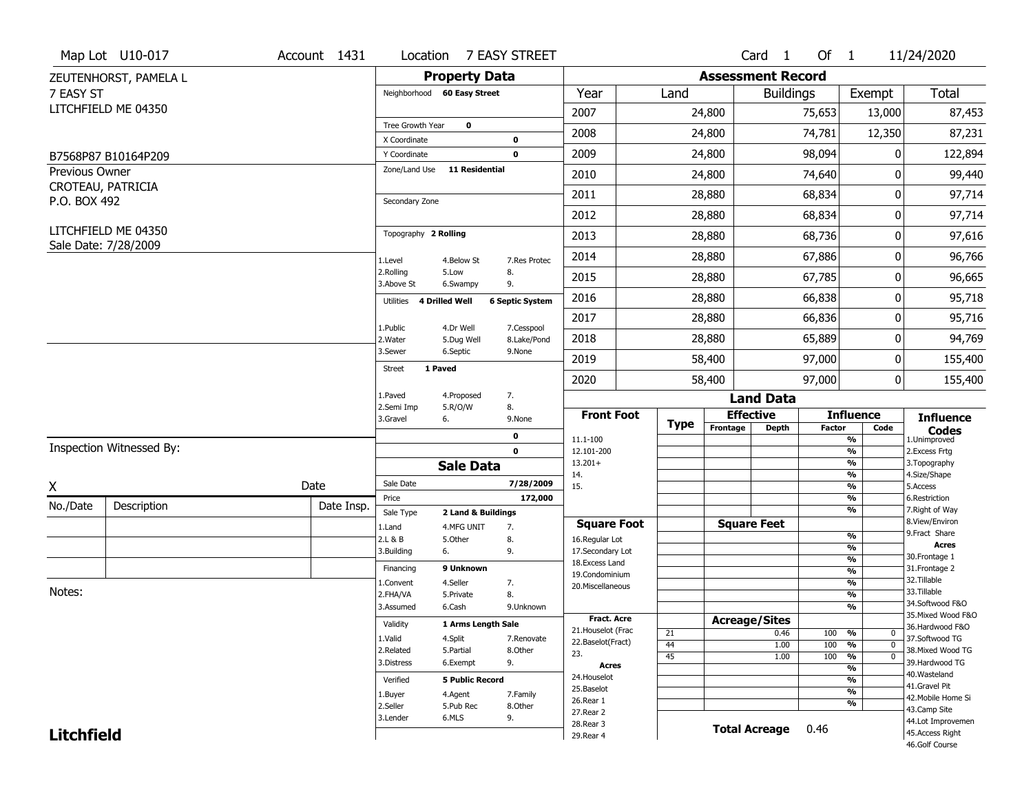Map Lot U10-017 | Account 1431 | Location 7 EASY STREET | Card 1 Of 1 | 11/24/2020

ZEUTENHORST, PAMELA L
7 EASY ST
LITCHFIELD ME 04350

B7568P87 B10164P209

Previous Owner
CROTEAU, PATRICIA
P.O. BOX 492

LITCHFIELD ME 04350
Sale Date: 7/28/2009

## Property Data

Neighborhood **60 Easy Street**

Tree Growth Year **0**
X Coordinate **0**
Y Coordinate **0**
Zone/Land Use **11 Residential**

Secondary Zone

Topography **2 Rolling**

| | | |
|---|---|---|
| 1.Level | 4.Below St | 7.Res Protec |
| 2.Rolling | 5.Low | 8. |
| 3.Above St | 6.Swampy | 9. |

Utilities **4 Drilled Well** **6 Septic System**

| | | |
|---|---|---|
| 1.Public | 4.Dr Well | 7.Cesspool |
| 2.Water | 5.Dug Well | 8.Lake/Pond |
| 3.Sewer | 6.Septic | 9.None |

Street **1 Paved**

| | | |
|---|---|---|
| 1.Paved | 4.Proposed | 7. |
| 2.Semi Imp | 5.R/O/W | 8. |
| 3.Gravel | 6. | 9.None |

0
0

## Sale Data

Sale Date **7/28/2009**
Price **172,000**
Sale Type **2 Land & Buildings**

| | | |
|---|---|---|
| 1.Land | 4.MFG UNIT | 7. |
| 2.L & B | 5.Other | 8. |
| 3.Building | 6. | 9. |

Financing **9 Unknown**

| | | |
|---|---|---|
| 1.Convent | 4.Seller | 7. |
| 2.FHA/VA | 5.Private | 8. |
| 3.Assumed | 6.Cash | 9.Unknown |

Validity **1 Arms Length Sale**

| | | |
|---|---|---|
| 1.Valid | 4.Split | 7.Renovate |
| 2.Related | 5.Partial | 8.Other |
| 3.Distress | 6.Exempt | 9. |

Verified **5 Public Record**

| | | |
|---|---|---|
| 1.Buyer | 4.Agent | 7.Family |
| 2.Seller | 5.Pub Rec | 8.Other |
| 3.Lender | 6.MLS | 9. |

## Assessment Record

| Year | Land | Buildings | Exempt | Total |
|---|---|---|---|---|
| 2007 | 24,800 | 75,653 | 13,000 | 87,453 |
| 2008 | 24,800 | 74,781 | 12,350 | 87,231 |
| 2009 | 24,800 | 98,094 | 0 | 122,894 |
| 2010 | 24,800 | 74,640 | 0 | 99,440 |
| 2011 | 28,880 | 68,834 | 0 | 97,714 |
| 2012 | 28,880 | 68,834 | 0 | 97,714 |
| 2013 | 28,880 | 68,736 | 0 | 97,616 |
| 2014 | 28,880 | 67,886 | 0 | 96,766 |
| 2015 | 28,880 | 67,785 | 0 | 96,665 |
| 2016 | 28,880 | 66,838 | 0 | 95,718 |
| 2017 | 28,880 | 66,836 | 0 | 95,716 |
| 2018 | 28,880 | 65,889 | 0 | 94,769 |
| 2019 | 58,400 | 97,000 | 0 | 155,400 |
| 2020 | 58,400 | 97,000 | 0 | 155,400 |

## Land Data

| Front Foot | Type | Effective Frontage | Effective Depth | Influence Factor | Influence Code |
|---|---|---|---|---|---|
| 11.1-100 | | | | % | |
| 12.101-200 | | | | % | |
| 13.201+ | | | | % | |
| 14. | | | | % | |
| 15. | | | | % | |
| | | | | % | |
| | | | | % | |
| **Square Foot** | | **Square Feet** | | | |
| 16.Regular Lot | | | | % | |
| 17.Secondary Lot | | | | % | |
| 18.Excess Land | | | | % | |
| 19.Condominium | | | | % | |
| 20.Miscellaneous | | | | % | |
| | | | | % | |
| | | | | % | |
| **Fract. Acre** | | **Acreage/Sites** | | | |
| 21.Houselot (Frac | 21 | | 0.46 | 100 % | 0 |
| 22.Baselot(Fract) | 44 | | 1.00 | 100 % | 0 |
| 23. | 45 | | 1.00 | 100 % | 0 |
| **Acres** | | | | % | |
| 24.Houselot | | | | % | |
| 25.Baselot | | | | % | |
| 26.Rear 1 | | | | % | |
| 27.Rear 2 | | | | | |
| 28.Rear 3 | | | | | |
| 29.Rear 4 | | | | | |

**Total Acreage** 0.46

**Influence Codes**
1.Unimproved
2.Excess Frtg
3.Topography
4.Size/Shape
5.Access
6.Restriction
7.Right of Way
8.View/Environ
9.Fract Share
**Acres**
30.Frontage 1
31.Frontage 2
32.Tillable
33.Tillable
34.Softwood F&O
35.Mixed Wood F&O
36.Hardwood F&O
37.Softwood TG
38.Mixed Wood TG
39.Hardwood TG
40.Wasteland
41.Gravel Pit
42.Mobile Home Si
43.Camp Site
44.Lot Improvemen
45.Access Right
46.Golf Course

Inspection Witnessed By:

X ______________________ Date

| No./Date | Description | Date Insp. |
|---|---|---|
| | | |
| | | |
| | | |

Notes:

**Litchfield**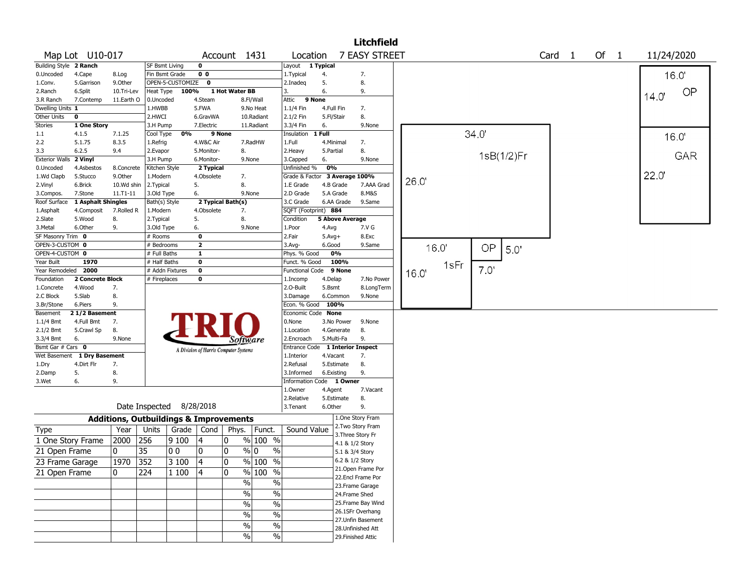# Litchfield

**Map Lot** U10-017 **Account** 1431 **Location** 7 EASY STREET **Card** 1 **Of** 1 11/24/2020

| Building Style | 2 Ranch | | SF Bsmt Living | 0 | | Layout | 1 Typical | |
|---|---|---|---|---|---|---|---|---|
| 0.Uncoded | 4.Cape | 8.Log | Fin Bsmt Grade | 0 0 | | 1.Typical | 4. | 7. |
| 1.Conv. | 5.Garrison | 9.Other | OPEN-5-CUSTOMIZE | 0 | | 2.Inadeq | 5. | 8. |
| 2.Ranch | 6.Split | 10.Tri-Lev | Heat Type | 100% | 1 Hot Water BB | 3. | 6. | 9. |
| 3.R Ranch | 7.Contemp | 11.Earth O | 0.Uncoded | 4.Steam | 8.Fl/Wall | Attic | 9 None | |
| Dwelling Units | 1 | | 1.HWBB | 5.FWA | 9.No Heat | 1.1/4 Fin | 4.Full Fin | 7. |
| Other Units | 0 | | 2.HWCI | 6.GravWA | 10.Radiant | 2.1/2 Fin | 5.Fl/Stair | 8. |
| Stories | 1 One Story | | 3.H Pump | 7.Electric | 11.Radiant | 3.3/4 Fin | 6. | 9.None |
| 1.1 | 4.1.5 | 7.1.25 | Cool Type | 0% | 9 None | Insulation | 1 Full | |
| 2.2 | 5.1.75 | 8.3.5 | 1.Refrig | 4.W&C Air | 7.RadHW | 1.Full | 4.Minimal | 7. |
| 3.3 | 6.2.5 | 9.4 | 2.Evapor | 5.Monitor- | 8. | 2.Heavy | 5.Partial | 8. |
| Exterior Walls | 2 Vinyl | | 3.H Pump | 6.Monitor- | 9.None | 3.Capped | 6. | 9.None |
| 0.Uncoded | 4.Asbestos | 8.Concrete | Kitchen Style | 2 Typical | | Unfinished % | 0% | |
| 1.Wd Clapb | 5.Stucco | 9.Other | 1.Modern | 4.Obsolete | 7. | Grade & Factor | 3 Average 100% | |
| 2.Vinyl | 6.Brick | 10.Wd shin | 2.Typical | 5. | 8. | 1.E Grade | 4.B Grade | 7.AAA Grad |
| 3.Compos. | 7.Stone | 11.T1-11 | 3.Old Type | 6. | 9.None | 2.D Grade | 5.A Grade | 8.M&S |
| Roof Surface | 1 Asphalt Shingles | | Bath(s) Style | 2 Typical Bath(s) | | 3.C Grade | 6.AA Grade | 9.Same |
| 1.Asphalt | 4.Composit | 7.Rolled R | 1.Modern | 4.Obsolete | 7. | SQFT (Footprint) | 884 | |
| 2.Slate | 5.Wood | 8. | 2.Typical | 5. | 8. | Condition | 5 Above Average | |
| 3.Metal | 6.Other | 9. | 3.Old Type | 6. | 9.None | 1.Poor | 4.Avg | 7.V G |
| SF Masonry Trim | 0 | | # Rooms | 0 | | 2.Fair | 5.Avg+ | 8.Exc |
| OPEN-3-CUSTOM | 0 | | # Bedrooms | 2 | | 3.Avg- | 6.Good | 9.Same |
| OPEN-4-CUSTOM | 0 | | # Full Baths | 1 | | Phys. % Good | 0% | |
| Year Built | 1970 | | # Half Baths | 0 | | Funct. % Good | 100% | |
| Year Remodeled | 2000 | | # Addn Fixtures | 0 | | Functional Code | 9 None | |
| Foundation | 2 Concrete Block | | # Fireplaces | 0 | | 1.Incomp | 4.Delap | 7.No Power |
| 1.Concrete | 4.Wood | 7. | | | | 2.O-Built | 5.Bsmt | 8.LongTerm |
| 2.C Block | 5.Slab | 8. | | | | 3.Damage | 6.Common | 9.None |
| 3.Br/Stone | 6.Piers | 9. | | | | Econ. % Good | 100% | |
| Basement | 2 1/2 Basement | | | | | Economic Code | None | |
| 1.1/4 Bmt | 4.Full Bmt | 7. | | | | 0.None | 3.No Power | 9.None |
| 2.1/2 Bmt | 5.Crawl Sp | 8. | | | | 1.Location | 4.Generate | 8. |
| 3.3/4 Bmt | 6. | 9.None | | | | 2.Encroach | 5.Multi-Fa | 9. |
| Bsmt Gar # Cars | 0 | | | | | Entrance Code | 1 Interior Inspect | |
| Wet Basement | 1 Dry Basement | | | | | 1.Interior | 4.Vacant | 7. |
| 1.Dry | 4.Dirt Flr | 7. | | | | 2.Refusal | 5.Estimate | 8. |
| 2.Damp | 5. | 8. | | | | 3.Informed | 6.Existing | 9. |
| 3.Wet | 6. | 9. | | | | Information Code | 1 Owner | |
| | | | | | | 1.Owner | 4.Agent | 7.Vacant |
| | | | | | | 2.Relative | 5.Estimate | 8. |
| | Date Inspected | 8/28/2018 | | | | 3.Tenant | 6.Other | 9. |

TRIO Software — A Division of Harris Computer Systems

## Additions, Outbuildings & Improvements

| Type | Year | Units | Grade | Cond | Phys. | Funct. | Sound Value |
|---|---|---|---|---|---|---|---|
| 1 One Story Frame | 2000 | 256 | 9 100 | 4 | 0 % | 100 % | |
| 21 Open Frame | 0 | 35 | 0 0 | 0 | 0 % | 0 % | |
| 23 Frame Garage | 1970 | 352 | 3 100 | 4 | 0 % | 100 % | |
| 21 Open Frame | 0 | 224 | 1 100 | 4 | 0 % | 100 % | |
| | | | | | % | % | |
| | | | | | % | % | |
| | | | | | % | % | |
| | | | | | % | % | |
| | | | | | % | % | |
| | | | | | % | % | |

1.One Story Fram
2.Two Story Fram
3.Three Story Fr
4.1 & 1/2 Story
5.1 & 3/4 Story
6.2 & 1/2 Story
21.Open Frame Por
22.Encl Frame Por
23.Frame Garage
24.Frame Shed
25.Frame Bay Wind
26.1SFr Overhang
27.Unfin Basement
28.Unfinished Att
29.Finished Attic

Sketch: 1sB(1/2)Fr 34.0' x 26.0'; 1sFr 16.0' x 16.0'; OP 5.0' x 7.0'; OP 16.0' x 14.0'; GAR 16.0' x 22.0'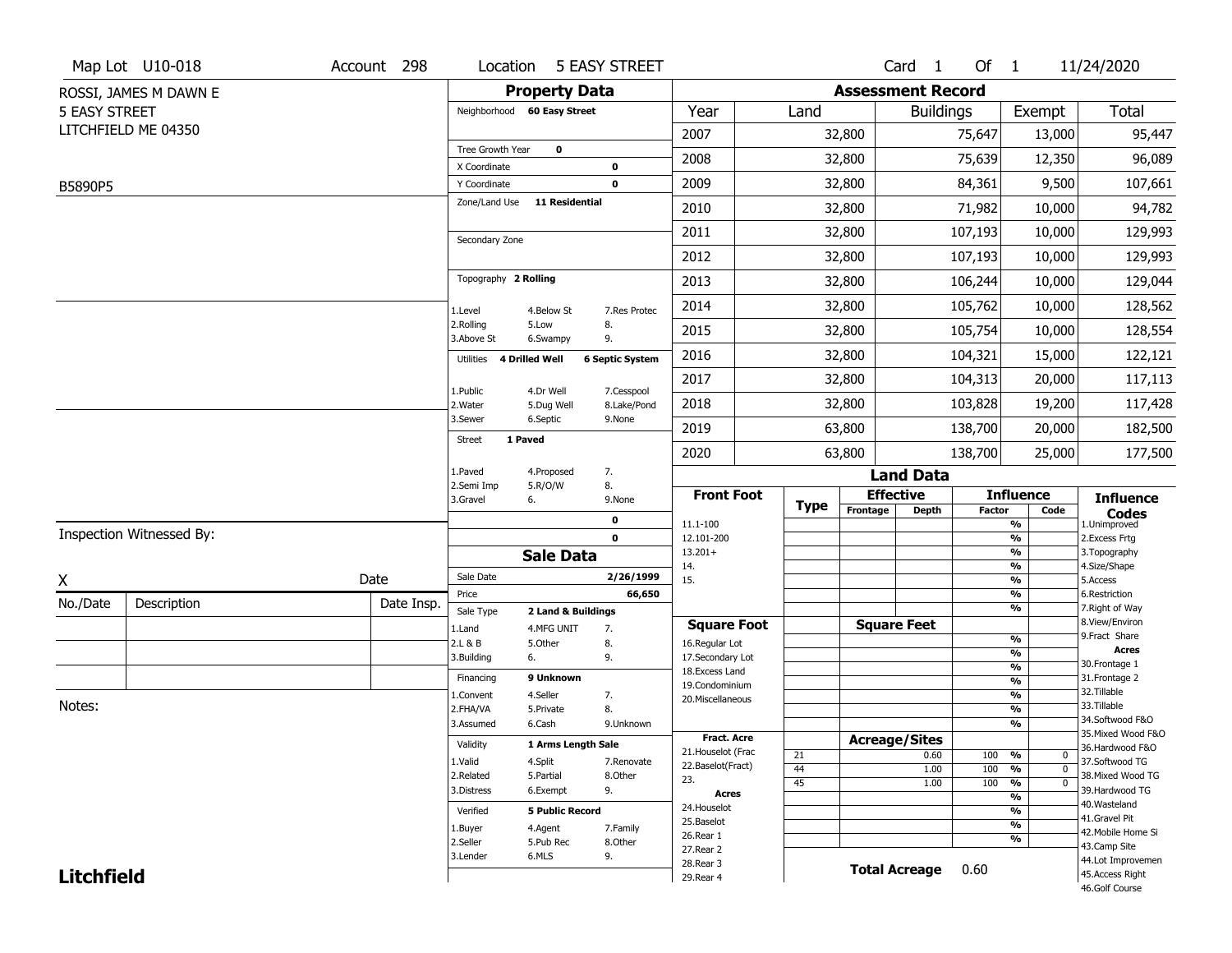Map Lot U10-018 | Account 298 | Location 5 EASY STREET | Card 1 Of 1 | 11/24/2020

ROSSI, JAMES M DAWN E
5 EASY STREET
LITCHFIELD ME 04350

B5890P5

## Property Data

- Neighborhood: 60 Easy Street
- Tree Growth Year: 0
- X Coordinate: 0
- Y Coordinate: 0
- Zone/Land Use: 11 Residential
- Secondary Zone:
- Topography: 2 Rolling
  - 1.Level 4.Below St 7.Res Protec
  - 2.Rolling 5.Low 8.
  - 3.Above St 6.Swampy 9.
- Utilities: 4 Drilled Well, 6 Septic System
  - 1.Public 4.Dr Well 7.Cesspool
  - 2.Water 5.Dug Well 8.Lake/Pond
  - 3.Sewer 6.Septic 9.None
- Street: 1 Paved
  - 1.Paved 4.Proposed 7.
  - 2.Semi Imp 5.R/O/W 8.
  - 3.Gravel 6. 9.None
- 0
- 0

## Sale Data

- Sale Date: 2/26/1999
- Price: 66,650
- Sale Type: 2 Land & Buildings
  - 1.Land 4.MFG UNIT 7.
  - 2.L & B 5.Other 8.
  - 3.Building 6. 9.
- Financing: 9 Unknown
  - 1.Convent 4.Seller 7.
  - 2.FHA/VA 5.Private 8.
  - 3.Assumed 6.Cash 9.Unknown
- Validity: 1 Arms Length Sale
  - 1.Valid 4.Split 7.Renovate
  - 2.Related 5.Partial 8.Other
  - 3.Distress 6.Exempt 9.
- Verified: 5 Public Record
  - 1.Buyer 4.Agent 7.Family
  - 2.Seller 5.Pub Rec 8.Other
  - 3.Lender 6.MLS 9.

## Assessment Record

| Year | Land | Buildings | Exempt | Total |
|---|---|---|---|---|
| 2007 | 32,800 | 75,647 | 13,000 | 95,447 |
| 2008 | 32,800 | 75,639 | 12,350 | 96,089 |
| 2009 | 32,800 | 84,361 | 9,500 | 107,661 |
| 2010 | 32,800 | 71,982 | 10,000 | 94,782 |
| 2011 | 32,800 | 107,193 | 10,000 | 129,993 |
| 2012 | 32,800 | 107,193 | 10,000 | 129,993 |
| 2013 | 32,800 | 106,244 | 10,000 | 129,044 |
| 2014 | 32,800 | 105,762 | 10,000 | 128,562 |
| 2015 | 32,800 | 105,754 | 10,000 | 128,554 |
| 2016 | 32,800 | 104,321 | 15,000 | 122,121 |
| 2017 | 32,800 | 104,313 | 20,000 | 117,113 |
| 2018 | 32,800 | 103,828 | 19,200 | 117,428 |
| 2019 | 63,800 | 138,700 | 20,000 | 182,500 |
| 2020 | 63,800 | 138,700 | 25,000 | 177,500 |

## Land Data

| Type | Effective Frontage | Effective Depth | Influence Factor | Influence Code |
|---|---|---|---|---|
| 21 | | 0.60 | 100 % | 0 |
| 44 | | 1.00 | 100 % | 0 |
| 45 | | 1.00 | 100 % | 0 |

Front Foot: 11.1-100, 12.101-200, 13.201+, 14., 15.

Square Foot: 16.Regular Lot, 17.Secondary Lot, 18.Excess Land, 19.Condominium, 20.Miscellaneous

Fract. Acre: 21.Houselot (Frac, 22.Baselot(Fract), 23.

Acres: 24.Houselot, 25.Baselot, 26.Rear 1, 27.Rear 2, 28.Rear 3, 29.Rear 4

**Total Acreage** 0.60

Influence Codes: 1.Unimproved, 2.Excess Frtg, 3.Topography, 4.Size/Shape, 5.Access, 6.Restriction, 7.Right of Way, 8.View/Environ, 9.Fract Share

Acres: 30.Frontage 1, 31.Frontage 2, 32.Tillable, 33.Tillable, 34.Softwood F&O, 35.Mixed Wood F&O, 36.Hardwood F&O, 37.Softwood TG, 38.Mixed Wood TG, 39.Hardwood TG, 40.Wasteland, 41.Gravel Pit, 42.Mobile Home Si, 43.Camp Site, 44.Lot Improvemen, 45.Access Right, 46.Golf Course

Inspection Witnessed By:

X ____________ Date

| No./Date | Description | Date Insp. |
|---|---|---|
| | | |
| | | |
| | | |

Notes:

**Litchfield**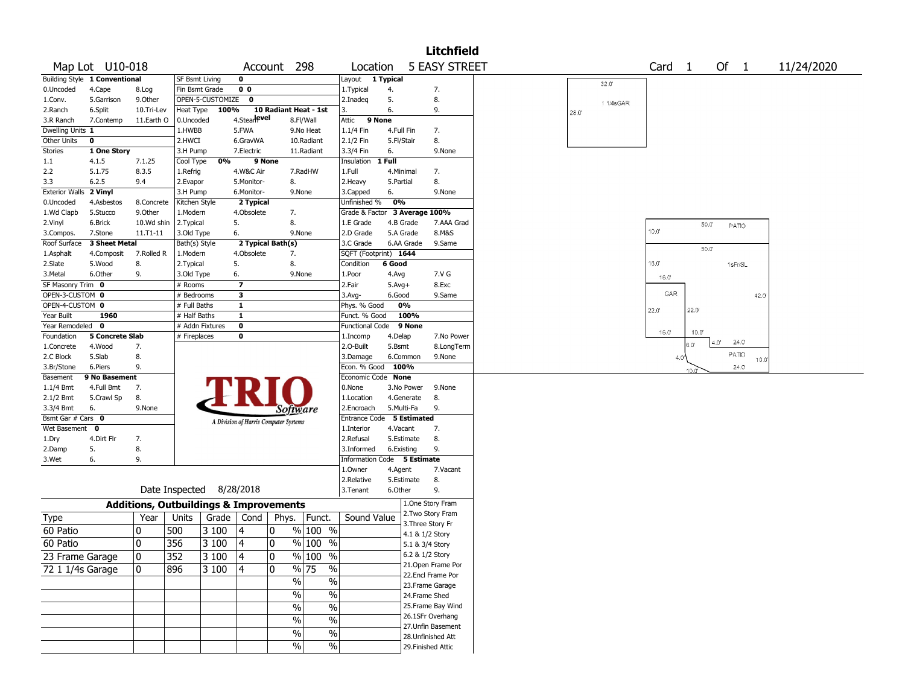# Litchfield

**Map Lot** U10-018 **Account** 298 **Location** 5 EASY STREET **Card** 1 **Of** 1 11/24/2020

| Building Style | 1 Conventional | | SF Bsmt Living | 0 | | | Layout | 1 Typical | |
|---|---|---|---|---|---|---|---|---|---|
| 0.Uncoded | 4.Cape | 8.Log | Fin Bsmt Grade | 0 0 | | | 1.Typical | 4. | 7. |
| 1.Conv. | 5.Garrison | 9.Other | OPEN-5-CUSTOMIZE | 0 | | | 2.Inadeq | 5. | 8. |
| 2.Ranch | 6.Split | 10.Tri-Lev | Heat Type | 100% | 10 Radiant Heat - 1st level | | 3. | 6. | 9. |
| 3.R Ranch | 7.Contemp | 11.Earth O | 0.Uncoded | 4.Steam | 8.Fl/Wall | | Attic | 9 None | |
| Dwelling Units | 1 | | 1.HWBB | 5.FWA | 9.No Heat | | 1.1/4 Fin | 4.Full Fin | 7. |
| Other Units | 0 | | 2.HWCI | 6.GravWA | 10.Radiant | | 2.1/2 Fin | 5.Fl/Stair | 8. |
| Stories | 1 One Story | | 3.H Pump | 7.Electric | 11.Radiant | | 3.3/4 Fin | 6. | 9.None |
| 1.1 | 4.1.5 | 7.1.25 | Cool Type | 0% | 9 None | | Insulation | 1 Full | |
| 2.2 | 5.1.75 | 8.3.5 | 1.Refrig | 4.W&C Air | 7.RadHW | | 1.Full | 4.Minimal | 7. |
| 3.3 | 6.2.5 | 9.4 | 2.Evapor | 5.Monitor- | 8. | | 2.Heavy | 5.Partial | 8. |
| Exterior Walls | 2 Vinyl | | 3.H Pump | 6.Monitor- | 9.None | | 3.Capped | 6. | 9.None |
| 0.Uncoded | 4.Asbestos | 8.Concrete | Kitchen Style | 2 Typical | | | Unfinished % | 0% | |
| 1.Wd Clapb | 5.Stucco | 9.Other | 1.Modern | 4.Obsolete | 7. | | Grade & Factor | 3 Average 100% | |
| 2.Vinyl | 6.Brick | 10.Wd shin | 2.Typical | 5. | 8. | | 1.E Grade | 4.B Grade | 7.AAA Grad |
| 3.Compos. | 7.Stone | 11.T1-11 | 3.Old Type | 6. | 9.None | | 2.D Grade | 5.A Grade | 8.M&S |
| Roof Surface | 3 Sheet Metal | | Bath(s) Style | 2 Typical Bath(s) | | | 3.C Grade | 6.AA Grade | 9.Same |
| 1.Asphalt | 4.Composit | 7.Rolled R | 1.Modern | 4.Obsolete | 7. | | SQFT (Footprint) | 1644 | |
| 2.Slate | 5.Wood | 8. | 2.Typical | 5. | 8. | | Condition | 6 Good | |
| 3.Metal | 6.Other | 9. | 3.Old Type | 6. | 9.None | | 1.Poor | 4.Avg | 7.V G |
| SF Masonry Trim | 0 | | # Rooms | 7 | | | 2.Fair | 5.Avg+ | 8.Exc |
| OPEN-3-CUSTOM | 0 | | # Bedrooms | 3 | | | 3.Avg- | 6.Good | 9.Same |
| OPEN-4-CUSTOM | 0 | | # Full Baths | 1 | | | Phys. % Good | 0% | |
| Year Built | 1960 | | # Half Baths | 1 | | | Funct. % Good | 100% | |
| Year Remodeled | 0 | | # Addn Fixtures | 0 | | | Functional Code | 9 None | |
| Foundation | 5 Concrete Slab | | # Fireplaces | 0 | | | 1.Incomp | 4.Delap | 7.No Power |
| 1.Concrete | 4.Wood | 7. | | | | | 2.O-Built | 5.Bsmt | 8.LongTerm |
| 2.C Block | 5.Slab | 8. | | | | | 3.Damage | 6.Common | 9.None |
| 3.Br/Stone | 6.Piers | 9. | | | | | Econ. % Good | 100% | |
| Basement | 9 No Basement | | | | | | Economic Code | None | |
| 1.1/4 Bmt | 4.Full Bmt | 7. | | | | | 0.None | 3.No Power | 9.None |
| 2.1/2 Bmt | 5.Crawl Sp | 8. | | | | | 1.Location | 4.Generate | 8. |
| 3.3/4 Bmt | 6. | 9.None | | | | | 2.Encroach | 5.Multi-Fa | 9. |
| Bsmt Gar # Cars | 0 | | | | | | Entrance Code | 5 Estimated | |
| Wet Basement | 0 | | | | | | 1.Interior | 4.Vacant | 7. |
| 1.Dry | 4.Dirt Flr | 7. | | | | | 2.Refusal | 5.Estimate | 8. |
| 2.Damp | 5. | 8. | | | | | 3.Informed | 6.Existing | 9. |
| 3.Wet | 6. | 9. | | | | | Information Code | 5 Estimate | |
| | | | | | | | 1.Owner | 4.Agent | 7.Vacant |
| | | | | | | | 2.Relative | 5.Estimate | 8. |
| | | | | | | | 3.Tenant | 6.Other | 9. |

TRIO Software — A Division of Harris Computer Systems

Date Inspected 8/28/2018

## Additions, Outbuildings & Improvements

| Type | Year | Units | Grade | Cond | Phys. | Funct. | Sound Value |
|---|---|---|---|---|---|---|---|
| 60 Patio | 0 | 500 | 3 100 | 4 | 0 % | 100 % | |
| 60 Patio | 0 | 356 | 3 100 | 4 | 0 % | 100 % | |
| 23 Frame Garage | 0 | 352 | 3 100 | 4 | 0 % | 100 % | |
| 72 1 1/4s Garage | 0 | 896 | 3 100 | 4 | 0 % | 75 % | |
| | | | | | % | % | |
| | | | | | % | % | |
| | | | | | % | % | |
| | | | | | % | % | |
| | | | | | % | % | |
| | | | | | % | % | |

1.One Story Fram
2.Two Story Fram
3.Three Story Fr
4.1 & 1/2 Story
5.1 & 3/4 Story
6.2 & 1/2 Story
21.Open Frame Por
22.Encl Frame Por
23.Frame Garage
24.Frame Shed
25.Frame Bay Wind
26.1SFr Overhang
27.Unfin Basement
28.Unfinished Att
29.Finished Attic

Sketch labels: 32.0' 28.0' 1 1/4sGAR; 50.0' PATIO 10.0' 50.0' 16.0' 1sFr/SL 16.0' GAR 42.0' 22.0' 22.0' 16.0' 10.0' 6.0' 4.0' 24.0' PATIO 4.0' 10.0' 24.0' 10.0'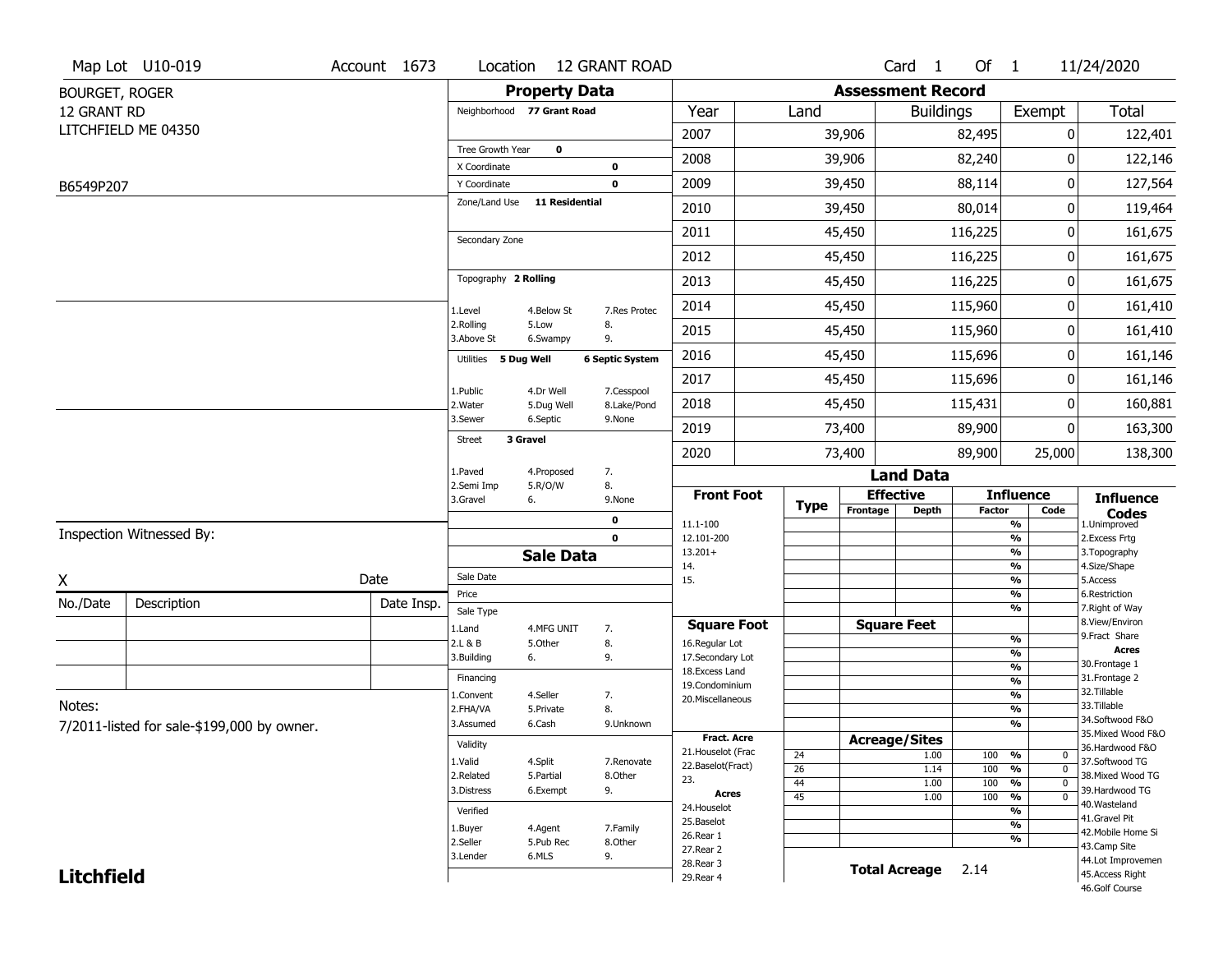Map Lot U10-019 | Account 1673 | Location 12 GRANT ROAD | Card 1 Of 1 | 11/24/2020

BOURGET, ROGER
12 GRANT RD
LITCHFIELD ME 04350

B6549P207

## Property Data

Neighborhood **77 Grant Road**

Tree Growth Year **0**
X Coordinate **0**
Y Coordinate **0**
Zone/Land Use **11 Residential**

Secondary Zone

Topography **2 Rolling**

| | | |
|---|---|---|
| 1.Level | 4.Below St | 7.Res Protec |
| 2.Rolling | 5.Low | 8. |
| 3.Above St | 6.Swampy | 9. |

Utilities **5 Dug Well** **6 Septic System**

| | | |
|---|---|---|
| 1.Public | 4.Dr Well | 7.Cesspool |
| 2.Water | 5.Dug Well | 8.Lake/Pond |
| 3.Sewer | 6.Septic | 9.None |

Street **3 Gravel**

| | | |
|---|---|---|
| 1.Paved | 4.Proposed | 7. |
| 2.Semi Imp | 5.R/O/W | 8. |
| 3.Gravel | 6. | 9.None |

0
0

## Assessment Record

| Year | Land | Buildings | Exempt | Total |
|---|---|---|---|---|
| 2007 | 39,906 | 82,495 | 0 | 122,401 |
| 2008 | 39,906 | 82,240 | 0 | 122,146 |
| 2009 | 39,450 | 88,114 | 0 | 127,564 |
| 2010 | 39,450 | 80,014 | 0 | 119,464 |
| 2011 | 45,450 | 116,225 | 0 | 161,675 |
| 2012 | 45,450 | 116,225 | 0 | 161,675 |
| 2013 | 45,450 | 116,225 | 0 | 161,675 |
| 2014 | 45,450 | 115,960 | 0 | 161,410 |
| 2015 | 45,450 | 115,960 | 0 | 161,410 |
| 2016 | 45,450 | 115,696 | 0 | 161,146 |
| 2017 | 45,450 | 115,696 | 0 | 161,146 |
| 2018 | 45,450 | 115,431 | 0 | 160,881 |
| 2019 | 73,400 | 89,900 | 0 | 163,300 |
| 2020 | 73,400 | 89,900 | 25,000 | 138,300 |

## Land Data

| Front Foot | Type | Effective Frontage | Effective Depth | Influence Factor | Influence Code |
|---|---|---|---|---|---|
| 11.1-100 | | | | % | |
| 12.101-200 | | | | % | |
| 13.201+ | | | | % | |
| 14. | | | | % | |
| 15. | | | | % | |
| | | | | % | |
| | | | | % | |

| Square Foot | Type | Square Feet | | Influence Factor | Influence Code |
|---|---|---|---|---|---|
| 16.Regular Lot | | | | % | |
| 17.Secondary Lot | | | | % | |
| 18.Excess Land | | | | % | |
| 19.Condominium | | | | % | |
| 20.Miscellaneous | | | | % | |
| | | | | % | |
| | | | | % | |

| Fract. Acre / Acres | Type | Acreage/Sites | | Influence Factor | Influence Code |
|---|---|---|---|---|---|
| 21.Houselot (Frac | 24 | | 1.00 | 100 % | 0 |
| 22.Baselot(Fract) | 26 | | 1.14 | 100 % | 0 |
| 23. | 44 | | 1.00 | 100 % | 0 |
| 24.Houselot | 45 | | 1.00 | 100 % | 0 |
| 25.Baselot | | | | % | |
| 26.Rear 1 | | | | % | |
| 27.Rear 2 | | | | % | |
| 28.Rear 3 | | | | | |
| 29.Rear 4 | | | | | |

**Total Acreage** 2.14

### Influence Codes

1.Unimproved
2.Excess Frtg
3.Topography
4.Size/Shape
5.Access
6.Restriction
7.Right of Way
8.View/Environ
9.Fract Share

**Acres**

30.Frontage 1
31.Frontage 2
32.Tillable
33.Tillable
34.Softwood F&O
35.Mixed Wood F&O
36.Hardwood F&O
37.Softwood TG
38.Mixed Wood TG
39.Hardwood TG
40.Wasteland
41.Gravel Pit
42.Mobile Home Si
43.Camp Site
44.Lot Improvemen
45.Access Right
46.Golf Course

## Sale Data

Sale Date
Price
Sale Type

| | | |
|---|---|---|
| 1.Land | 4.MFG UNIT | 7. |
| 2.L & B | 5.Other | 8. |
| 3.Building | 6. | 9. |

Financing

| | | |
|---|---|---|
| 1.Convent | 4.Seller | 7. |
| 2.FHA/VA | 5.Private | 8. |
| 3.Assumed | 6.Cash | 9.Unknown |

Validity

| | | |
|---|---|---|
| 1.Valid | 4.Split | 7.Renovate |
| 2.Related | 5.Partial | 8.Other |
| 3.Distress | 6.Exempt | 9. |

Verified

| | | |
|---|---|---|
| 1.Buyer | 4.Agent | 7.Family |
| 2.Seller | 5.Pub Rec | 8.Other |
| 3.Lender | 6.MLS | 9. |

Inspection Witnessed By:

X ______________________ Date

| No./Date | Description | Date Insp. |
|---|---|---|
| | | |
| | | |
| | | |

Notes:
7/2011-listed for sale-$199,000 by owner.

**Litchfield**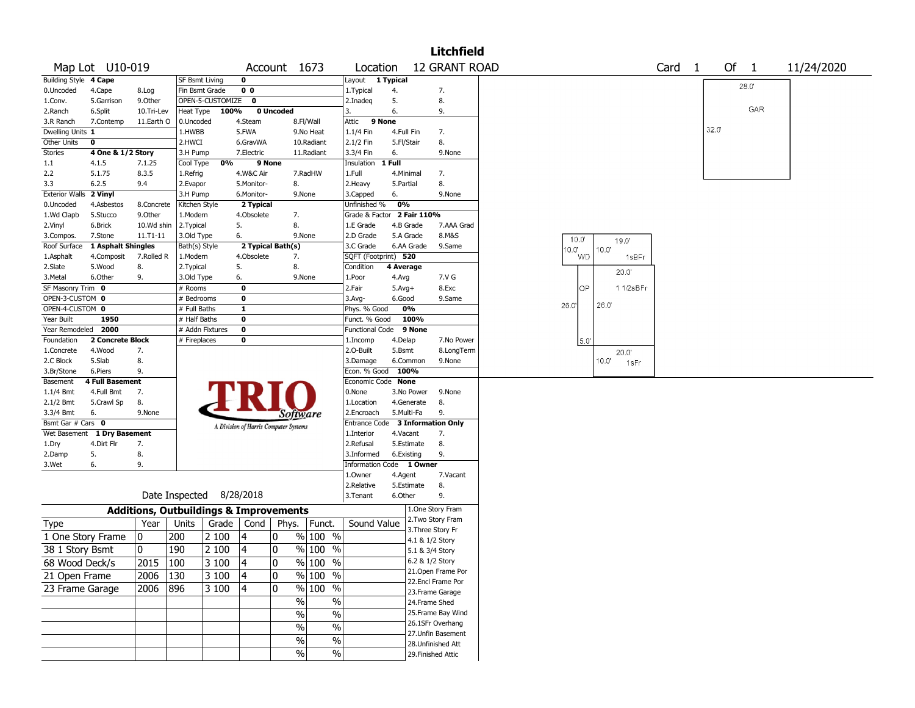# Litchfield

**Map Lot** U10-019 **Account** 1673 **Location** 12 GRANT ROAD **Card** 1 **Of** 1 11/24/2020

| Building Style | 4 Cape | | SF Bsmt Living | 0 | | Layout | 1 Typical | |
|---|---|---|---|---|---|---|---|---|
| 0.Uncoded | 4.Cape | 8.Log | Fin Bsmt Grade | 0 0 | | 1.Typical | 4. | 7. |
| 1.Conv. | 5.Garrison | 9.Other | OPEN-5-CUSTOMIZE | 0 | | 2.Inadeq | 5. | 8. |
| 2.Ranch | 6.Split | 10.Tri-Lev | Heat Type | 100% | 0 Uncoded | 3. | 6. | 9. |
| 3.R Ranch | 7.Contemp | 11.Earth O | 0.Uncoded | 4.Steam | 8.Fl/Wall | Attic | 9 None | |
| Dwelling Units | 1 | | 1.HWBB | 5.FWA | 9.No Heat | 1.1/4 Fin | 4.Full Fin | 7. |
| Other Units | 0 | | 2.HWCI | 6.GravWA | 10.Radiant | 2.1/2 Fin | 5.Fl/Stair | 8. |
| Stories | 4 One & 1/2 Story | | 3.H Pump | 7.Electric | 11.Radiant | 3.3/4 Fin | 6. | 9.None |
| 1.1 | 4.1.5 | 7.1.25 | Cool Type | 0% | 9 None | Insulation | 1 Full | |
| 2.2 | 5.1.75 | 8.3.5 | 1.Refrig | 4.W&C Air | 7.RadHW | 1.Full | 4.Minimal | 7. |
| 3.3 | 6.2.5 | 9.4 | 2.Evapor | 5.Monitor- | 8. | 2.Heavy | 5.Partial | 8. |
| Exterior Walls | 2 Vinyl | | 3.H Pump | 6.Monitor- | 9.None | 3.Capped | 6. | 9.None |
| 0.Uncoded | 4.Asbestos | 8.Concrete | Kitchen Style | 2 Typical | | Unfinished % | 0% | |
| 1.Wd Clapb | 5.Stucco | 9.Other | 1.Modern | 4.Obsolete | 7. | Grade & Factor | 2 Fair 110% | |
| 2.Vinyl | 6.Brick | 10.Wd shin | 2.Typical | 5. | 8. | 1.E Grade | 4.B Grade | 7.AAA Grad |
| 3.Compos. | 7.Stone | 11.T1-11 | 3.Old Type | 6. | 9.None | 2.D Grade | 5.A Grade | 8.M&S |
| Roof Surface | 1 Asphalt Shingles | | Bath(s) Style | 2 Typical Bath(s) | | 3.C Grade | 6.AA Grade | 9.Same |
| 1.Asphalt | 4.Composit | 7.Rolled R | 1.Modern | 4.Obsolete | 7. | SQFT (Footprint) | 520 | |
| 2.Slate | 5.Wood | 8. | 2.Typical | 5. | 8. | Condition | 4 Average | |
| 3.Metal | 6.Other | 9. | 3.Old Type | 6. | 9.None | 1.Poor | 4.Avg | 7.V G |
| SF Masonry Trim | 0 | | # Rooms | 0 | | 2.Fair | 5.Avg+ | 8.Exc |
| OPEN-3-CUSTOM | 0 | | # Bedrooms | 0 | | 3.Avg- | 6.Good | 9.Same |
| OPEN-4-CUSTOM | 0 | | # Full Baths | 1 | | Phys. % Good | 0% | |
| Year Built | 1950 | | # Half Baths | 0 | | Funct. % Good | 100% | |
| Year Remodeled | 2000 | | # Addn Fixtures | 0 | | Functional Code | 9 None | |
| Foundation | 2 Concrete Block | | # Fireplaces | 0 | | 1.Incomp | 4.Delap | 7.No Power |
| 1.Concrete | 4.Wood | 7. | | | | 2.O-Built | 5.Bsmt | 8.LongTerm |
| 2.C Block | 5.Slab | 8. | | | | 3.Damage | 6.Common | 9.None |
| 3.Br/Stone | 6.Piers | 9. | | | | Econ. % Good | 100% | |
| Basement | 4 Full Basement | | | | | Economic Code | None | |
| 1.1/4 Bmt | 4.Full Bmt | 7. | | | | 0.None | 3.No Power | 9.None |
| 2.1/2 Bmt | 5.Crawl Sp | 8. | | | | 1.Location | 4.Generate | 8. |
| 3.3/4 Bmt | 6. | 9.None | | | | 2.Encroach | 5.Multi-Fa | 9. |
| Bsmt Gar # Cars | 0 | | | | | Entrance Code | 3 Information Only | |
| Wet Basement | 1 Dry Basement | | | | | 1.Interior | 4.Vacant | 7. |
| 1.Dry | 4.Dirt Flr | 7. | | | | 2.Refusal | 5.Estimate | 8. |
| 2.Damp | 5. | 8. | | | | 3.Informed | 6.Existing | 9. |
| 3.Wet | 6. | 9. | | | | Information Code | 1 Owner | |
| | | | | | | 1.Owner | 4.Agent | 7.Vacant |
| | | | | | | 2.Relative | 5.Estimate | 8. |
| | | | | | | 3.Tenant | 6.Other | 9. |

Date Inspected 8/28/2018

## Additions, Outbuildings & Improvements

| Type | Year | Units | Grade | Cond | Phys. | Funct. | Sound Value |
|---|---|---|---|---|---|---|---|
| 1 One Story Frame | 0 | 200 | 2 100 | 4 | 0 % | 100 % | |
| 38 1 Story Bsmt | 0 | 190 | 2 100 | 4 | 0 % | 100 % | |
| 68 Wood Deck/s | 2015 | 100 | 3 100 | 4 | 0 % | 100 % | |
| 21 Open Frame | 2006 | 130 | 3 100 | 4 | 0 % | 100 % | |
| 23 Frame Garage | 2006 | 896 | 3 100 | 4 | 0 % | 100 % | |
| | | | | | % | % | |
| | | | | | % | % | |
| | | | | | % | % | |
| | | | | | % | % | |
| | | | | | % | % | |

1.One Story Fram
2.Two Story Fram
3.Three Story Fr
4.1 & 1/2 Story
5.1 & 3/4 Story
6.2 & 1/2 Story
21.Open Frame Por
22.Encl Frame Por
23.Frame Garage
24.Frame Shed
25.Frame Bay Wind
26.1SFr Overhang
27.Unfin Basement
28.Unfinished Att
29.Finished Attic

Sketch labels: 28.0' GAR 32.0'; 10.0' 10.0' WD 19.0' 10.0' 1sBFr; 20.0' OP 1 1/2sBFr; 26.0' 26.0'; 5.0'; 20.0' 10.0' 1sFr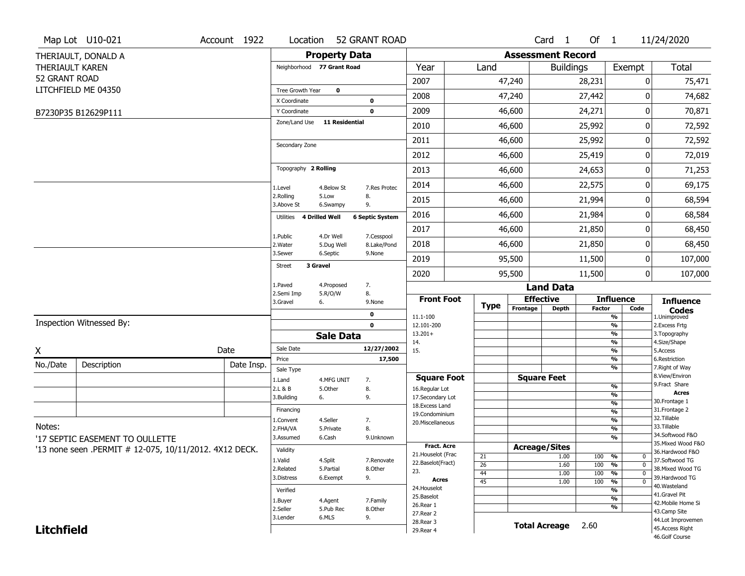Map Lot U10-021 | Account 1922 | Location 52 GRANT ROAD | Card 1 Of 1 | 11/24/2020

THERIAULT, DONALD A
THERIAULT KAREN
52 GRANT ROAD
LITCHFIELD ME 04350

B7230P35 B12629P111

## Property Data

| | | |
|---|---|---|
| Neighborhood | 77 Grant Road | |
| Tree Growth Year | 0 | |
| X Coordinate | | 0 |
| Y Coordinate | | 0 |
| Zone/Land Use | 11 Residential | |
| Secondary Zone | | |
| Topography | 2 Rolling | |
| 1.Level | 4.Below St | 7.Res Protec |
| 2.Rolling | 5.Low | 8. |
| 3.Above St | 6.Swampy | 9. |
| Utilities | 4 Drilled Well | 6 Septic System |
| 1.Public | 4.Dr Well | 7.Cesspool |
| 2.Water | 5.Dug Well | 8.Lake/Pond |
| 3.Sewer | 6.Septic | 9.None |
| Street | 3 Gravel | |
| 1.Paved | 4.Proposed | 7. |
| 2.Semi Imp | 5.R/O/W | 8. |
| 3.Gravel | 6. | 9.None |
| | | 0 |
| | | 0 |

## Sale Data

| | | |
|---|---|---|
| Sale Date | | 12/27/2002 |
| Price | | 17,500 |
| Sale Type | | |
| 1.Land | 4.MFG UNIT | 7. |
| 2.L & B | 5.Other | 8. |
| 3.Building | 6. | 9. |
| Financing | | |
| 1.Convent | 4.Seller | 7. |
| 2.FHA/VA | 5.Private | 8. |
| 3.Assumed | 6.Cash | 9.Unknown |
| Validity | | |
| 1.Valid | 4.Split | 7.Renovate |
| 2.Related | 5.Partial | 8.Other |
| 3.Distress | 6.Exempt | 9. |
| Verified | | |
| 1.Buyer | 4.Agent | 7.Family |
| 2.Seller | 5.Pub Rec | 8.Other |
| 3.Lender | 6.MLS | 9. |

## Assessment Record

| Year | Land | Buildings | Exempt | Total |
|---|---|---|---|---|
| 2007 | 47,240 | 28,231 | 0 | 75,471 |
| 2008 | 47,240 | 27,442 | 0 | 74,682 |
| 2009 | 46,600 | 24,271 | 0 | 70,871 |
| 2010 | 46,600 | 25,992 | 0 | 72,592 |
| 2011 | 46,600 | 25,992 | 0 | 72,592 |
| 2012 | 46,600 | 25,419 | 0 | 72,019 |
| 2013 | 46,600 | 24,653 | 0 | 71,253 |
| 2014 | 46,600 | 22,575 | 0 | 69,175 |
| 2015 | 46,600 | 21,994 | 0 | 68,594 |
| 2016 | 46,600 | 21,984 | 0 | 68,584 |
| 2017 | 46,600 | 21,850 | 0 | 68,450 |
| 2018 | 46,600 | 21,850 | 0 | 68,450 |
| 2019 | 95,500 | 11,500 | 0 | 107,000 |
| 2020 | 95,500 | 11,500 | 0 | 107,000 |

## Land Data

| Front Foot | Type | Effective Frontage | Effective Depth | Influence Factor | Influence Code |
|---|---|---|---|---|---|
| 11.1-100 | | | | % | |
| 12.101-200 | | | | % | |
| 13.201+ | | | | % | |
| 14. | | | | % | |
| 15. | | | | % | |
| | | | | % | |
| | | | | % | |

| Square Foot | Square Feet | | |
|---|---|---|---|
| 16.Regular Lot | | % | |
| 17.Secondary Lot | | % | |
| 18.Excess Land | | % | |
| 19.Condominium | | % | |
| 20.Miscellaneous | | % | |
| | | % | |
| | | % | |

| Fract. Acre / Acres | Type | Acreage/Sites | Factor | Code |
|---|---|---|---|---|
| 21.Houselot (Frac | 21 | 1.00 | 100 % | 0 |
| 22.Baselot(Fract) | 26 | 1.60 | 100 % | 0 |
| 23. | 44 | 1.00 | 100 % | 0 |
| 24.Houselot | 45 | 1.00 | 100 % | 0 |
| 25.Baselot | | | % | |
| 26.Rear 1 | | | % | |
| 27.Rear 2 | | | % | |
| 28.Rear 3 | | | | |
| 29.Rear 4 | | | | |

**Total Acreage** 2.60

### Influence Codes

1.Unimproved
2.Excess Frtg
3.Topography
4.Size/Shape
5.Access
6.Restriction
7.Right of Way
8.View/Environ
9.Fract Share

**Acres**

30.Frontage 1
31.Frontage 2
32.Tillable
33.Tillable
34.Softwood F&O
35.Mixed Wood F&O
36.Hardwood F&O
37.Softwood TG
38.Mixed Wood TG
39.Hardwood TG
40.Wasteland
41.Gravel Pit
42.Mobile Home Si
43.Camp Site
44.Lot Improvemen
45.Access Right
46.Golf Course

Inspection Witnessed By:

X ______________________ Date

| No./Date | Description | Date Insp. |
|---|---|---|
| | | |
| | | |
| | | |

Notes:
'17 SEPTIC EASEMENT TO OULLETTE
'13 none seen .PERMIT # 12-075, 10/11/2012. 4X12 DECK.

**Litchfield**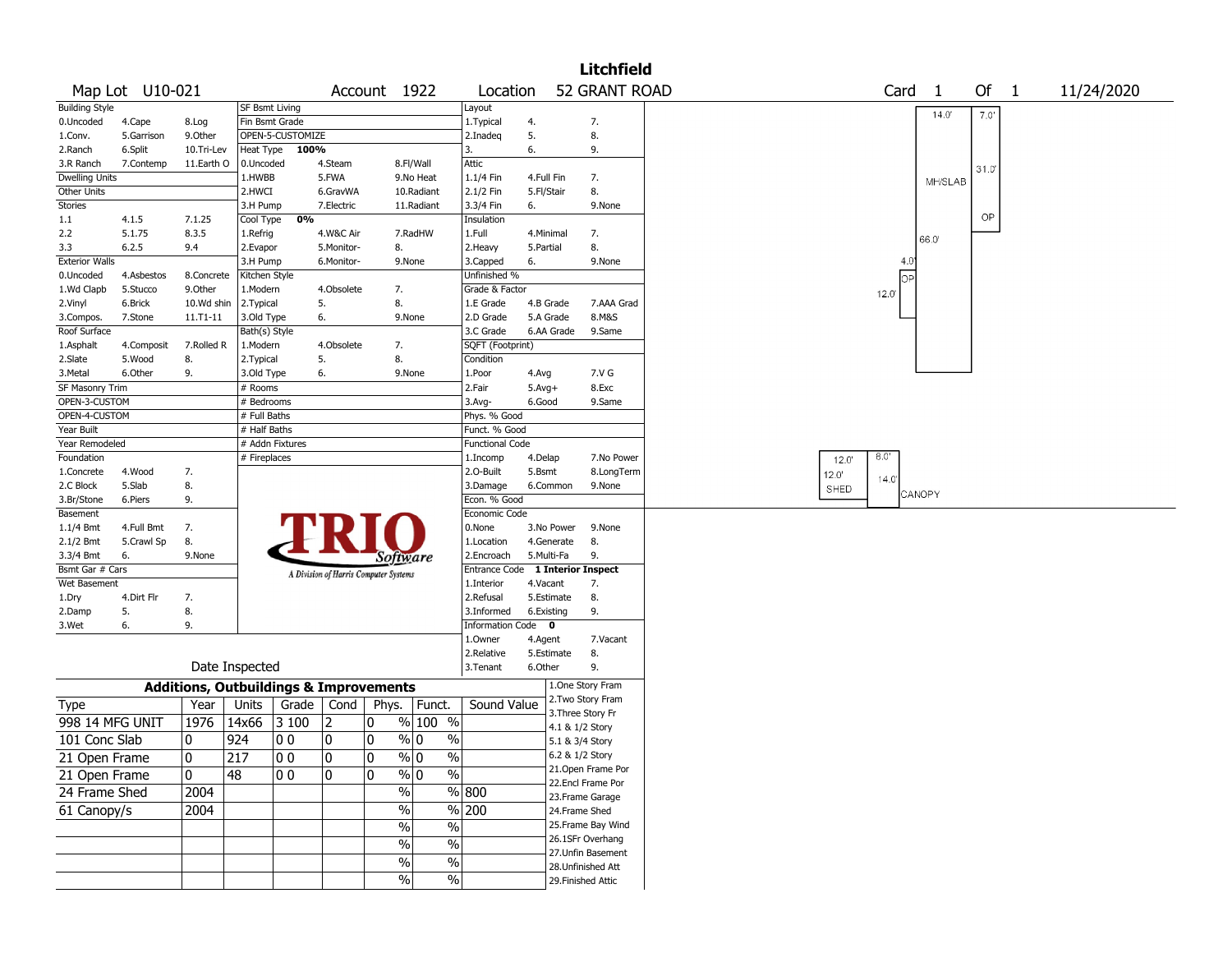# Litchfield

Map Lot U10-021 | Account 1922 | Location 52 GRANT ROAD | Card 1 Of 1 | 11/24/2020

| Building Style | | | SF Bsmt Living | | | Layout | | |
|---|---|---|---|---|---|---|---|---|
| 0.Uncoded | 4.Cape | 8.Log | Fin Bsmt Grade | | | 1.Typical | 4. | 7. |
| 1.Conv. | 5.Garrison | 9.Other | OPEN-5-CUSTOMIZE | | | 2.Inadeq | 5. | 8. |
| 2.Ranch | 6.Split | 10.Tri-Lev | Heat Type 100% | | | 3. | 6. | 9. |
| 3.R Ranch | 7.Contemp | 11.Earth O | 0.Uncoded | 4.Steam | 8.Fl/Wall | Attic | | |
| Dwelling Units | | | 1.HWBB | 5.FWA | 9.No Heat | 1.1/4 Fin | 4.Full Fin | 7. |
| Other Units | | | 2.HWCI | 6.GravWA | 10.Radiant | 2.1/2 Fin | 5.Fl/Stair | 8. |
| Stories | | | 3.H Pump | 7.Electric | 11.Radiant | 3.3/4 Fin | 6. | 9.None |
| 1.1 | 4.1.5 | 7.1.25 | Cool Type 0% | | | Insulation | | |
| 2.2 | 5.1.75 | 8.3.5 | 1.Refrig | 4.W&C Air | 7.RadHW | 1.Full | 4.Minimal | 7. |
| 3.3 | 6.2.5 | 9.4 | 2.Evapor | 5.Monitor- | 8. | 2.Heavy | 5.Partial | 8. |
| Exterior Walls | | | 3.H Pump | 6.Monitor- | 9.None | 3.Capped | 6. | 9.None |
| 0.Uncoded | 4.Asbestos | 8.Concrete | Kitchen Style | | | Unfinished % | | |
| 1.Wd Clapb | 5.Stucco | 9.Other | 1.Modern | 4.Obsolete | 7. | Grade & Factor | | |
| 2.Vinyl | 6.Brick | 10.Wd shin | 2.Typical | 5. | 8. | 1.E Grade | 4.B Grade | 7.AAA Grad |
| 3.Compos. | 7.Stone | 11.T1-11 | 3.Old Type | 6. | 9.None | 2.D Grade | 5.A Grade | 8.M&S |
| Roof Surface | | | Bath(s) Style | | | 3.C Grade | 6.AA Grade | 9.Same |
| 1.Asphalt | 4.Composit | 7.Rolled R | 1.Modern | 4.Obsolete | 7. | SQFT (Footprint) | | |
| 2.Slate | 5.Wood | 8. | 2.Typical | 5. | 8. | Condition | | |
| 3.Metal | 6.Other | 9. | 3.Old Type | 6. | 9.None | 1.Poor | 4.Avg | 7.V G |
| SF Masonry Trim | | | # Rooms | | | 2.Fair | 5.Avg+ | 8.Exc |
| OPEN-3-CUSTOM | | | # Bedrooms | | | 3.Avg- | 6.Good | 9.Same |
| OPEN-4-CUSTOM | | | # Full Baths | | | Phys. % Good | | |
| Year Built | | | # Half Baths | | | Funct. % Good | | |
| Year Remodeled | | | # Addn Fixtures | | | Functional Code | | |
| Foundation | | | # Fireplaces | | | 1.Incomp | 4.Delap | 7.No Power |
| 1.Concrete | 4.Wood | 7. | | | | 2.O-Built | 5.Bsmt | 8.LongTerm |
| 2.C Block | 5.Slab | 8. | | | | 3.Damage | 6.Common | 9.None |
| 3.Br/Stone | 6.Piers | 9. | | | | Econ. % Good | | |
| Basement | | | | | | Economic Code | | |
| 1.1/4 Bmt | 4.Full Bmt | 7. | | | | 0.None | 3.No Power | 9.None |
| 2.1/2 Bmt | 5.Crawl Sp | 8. | | | | 1.Location | 4.Generate | 8. |
| 3.3/4 Bmt | 6. | 9.None | | | | 2.Encroach | 5.Multi-Fa | 9. |
| Bsmt Gar # Cars | | | | | | Entrance Code 1 Interior Inspect | | |
| Wet Basement | | | | | | 1.Interior | 4.Vacant | 7. |
| 1.Dry | 4.Dirt Flr | 7. | | | | 2.Refusal | 5.Estimate | 8. |
| 2.Damp | 5. | 8. | | | | 3.Informed | 6.Existing | 9. |
| 3.Wet | 6. | 9. | | | | Information Code 0 | | |
| | | | | | | 1.Owner | 4.Agent | 7.Vacant |
| | | | | | | 2.Relative | 5.Estimate | 8. |
| | | | Date Inspected | | | 3.Tenant | 6.Other | 9. |

TRIO Software — A Division of Harris Computer Systems

## Additions, Outbuildings & Improvements

| Type | Year | Units | Grade | Cond | Phys. | Funct. | Sound Value | |
|---|---|---|---|---|---|---|---|---|
| 998 14 MFG UNIT | 1976 | 14x66 | 3 100 | 2 | 0 % | 100 % | | 1.One Story Fram |
| 101 Conc Slab | 0 | 924 | 0 0 | 0 | 0 % | 0 % | | 2.Two Story Fram |
| 21 Open Frame | 0 | 217 | 0 0 | 0 | 0 % | 0 % | | 3.Three Story Fr |
| 21 Open Frame | 0 | 48 | 0 0 | 0 | 0 % | 0 % | | 4.1 & 1/2 Story |
| 24 Frame Shed | 2004 | | | | % | % | 800 | 5.1 & 3/4 Story |
| 61 Canopy/s | 2004 | | | | % | % | 200 | 6.2 & 1/2 Story |
| | | | | | % | % | | 21.Open Frame Por |
| | | | | | % | % | | 22.Encl Frame Por |
| | | | | | % | % | | 23.Frame Garage |
| | | | | | % | % | | 24.Frame Shed |
| | | | | | | | | 25.Frame Bay Wind |
| | | | | | | | | 26.1SFr Overhang |
| | | | | | | | | 27.Unfin Basement |
| | | | | | | | | 28.Unfinished Att |
| | | | | | | | | 29.Finished Attic |

Sketch labels: MH/SLAB 14.0' x 66.0'; OP 7.0' x 31.0'; OP 4.0' x 12.0'; SHED 12.0' x 12.0'; CANOPY 8.0' x 14.0'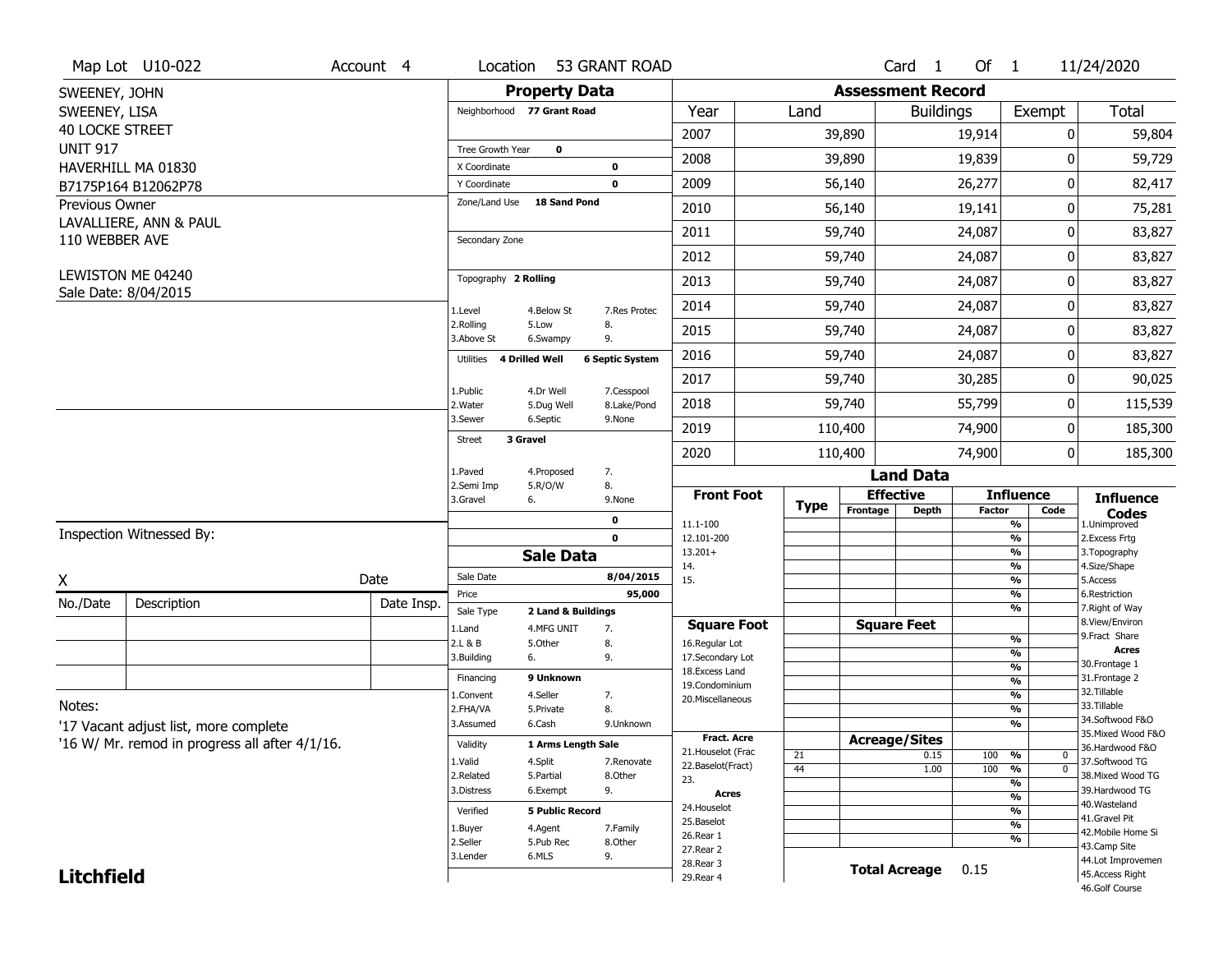Map Lot U10-022 | Account 4 | Location 53 GRANT ROAD | Card 1 Of 1 | 11/24/2020

SWEENEY, JOHN
SWEENEY, LISA
40 LOCKE STREET
UNIT 917
HAVERHILL MA 01830
B7175P164 B12062P78

Previous Owner
LAVALLIERE, ANN & PAUL
110 WEBBER AVE

LEWISTON ME 04240
Sale Date: 8/04/2015

## Property Data

Neighborhood **77 Grant Road**

Tree Growth Year **0**
X Coordinate **0**
Y Coordinate **0**
Zone/Land Use **18 Sand Pond**

Secondary Zone

Topography **2 Rolling**

1.Level 4.Below St 7.Res Protec
2.Rolling 5.Low 8.
3.Above St 6.Swampy 9.

Utilities **4 Drilled Well** **6 Septic System**

1.Public 4.Dr Well 7.Cesspool
2.Water 5.Dug Well 8.Lake/Pond
3.Sewer 6.Septic 9.None

Street **3 Gravel**

1.Paved 4.Proposed 7.
2.Semi Imp 5.R/O/W 8.
3.Gravel 6. 9.None

**0**
**0**

## Assessment Record

| Year | Land | Buildings | Exempt | Total |
|---|---|---|---|---|
| 2007 | 39,890 | 19,914 | 0 | 59,804 |
| 2008 | 39,890 | 19,839 | 0 | 59,729 |
| 2009 | 56,140 | 26,277 | 0 | 82,417 |
| 2010 | 56,140 | 19,141 | 0 | 75,281 |
| 2011 | 59,740 | 24,087 | 0 | 83,827 |
| 2012 | 59,740 | 24,087 | 0 | 83,827 |
| 2013 | 59,740 | 24,087 | 0 | 83,827 |
| 2014 | 59,740 | 24,087 | 0 | 83,827 |
| 2015 | 59,740 | 24,087 | 0 | 83,827 |
| 2016 | 59,740 | 24,087 | 0 | 83,827 |
| 2017 | 59,740 | 30,285 | 0 | 90,025 |
| 2018 | 59,740 | 55,799 | 0 | 115,539 |
| 2019 | 110,400 | 74,900 | 0 | 185,300 |
| 2020 | 110,400 | 74,900 | 0 | 185,300 |

## Land Data

| Front Foot | Type | Effective Frontage | Effective Depth | Influence Factor | Influence Code |
|---|---|---|---|---|---|
| 11.1-100 | | | | % | |
| 12.101-200 | | | | % | |
| 13.201+ | | | | % | |
| 14. | | | | % | |
| 15. | | | | % | |
| | | | | % | |
| | | | | % | |
| **Square Foot** | | **Square Feet** | | | |
| 16.Regular Lot | | | | % | |
| 17.Secondary Lot | | | | % | |
| 18.Excess Land | | | | % | |
| 19.Condominium | | | | % | |
| 20.Miscellaneous | | | | % | |
| | | | | % | |
| | | | | % | |
| **Fract. Acre** | | **Acreage/Sites** | | | |
| 21.Houselot (Frac | 21 | | 0.15 | 100 % | 0 |
| 22.Baselot(Fract) | 44 | | 1.00 | 100 % | 0 |
| 23. | | | | % | |
| **Acres** | | | | % | |
| 24.Houselot | | | | % | |
| 25.Baselot | | | | % | |
| 26.Rear 1 | | | | % | |
| 27.Rear 2 | | | | | |
| 28.Rear 3 | | | | | |
| 29.Rear 4 | | | | | |

**Total Acreage** 0.15

**Influence Codes**
1.Unimproved
2.Excess Frtg
3.Topography
4.Size/Shape
5.Access
6.Restriction
7.Right of Way
8.View/Environ
9.Fract Share
**Acres**
30.Frontage 1
31.Frontage 2
32.Tillable
33.Tillable
34.Softwood F&O
35.Mixed Wood F&O
36.Hardwood F&O
37.Softwood TG
38.Mixed Wood TG
39.Hardwood TG
40.Wasteland
41.Gravel Pit
42.Mobile Home Si
43.Camp Site
44.Lot Improvemen
45.Access Right
46.Golf Course

## Sale Data

Sale Date **8/04/2015**
Price **95,000**
Sale Type **2 Land & Buildings**

1.Land 4.MFG UNIT 7.
2.L & B 5.Other 8.
3.Building 6. 9.

Financing **9 Unknown**

1.Convent 4.Seller 7.
2.FHA/VA 5.Private 8.
3.Assumed 6.Cash 9.Unknown

Validity **1 Arms Length Sale**

1.Valid 4.Split 7.Renovate
2.Related 5.Partial 8.Other
3.Distress 6.Exempt 9.

Verified **5 Public Record**

1.Buyer 4.Agent 7.Family
2.Seller 5.Pub Rec 8.Other
3.Lender 6.MLS 9.

Inspection Witnessed By:

X Date

| No./Date | Description | Date Insp. |
|---|---|---|
| | | |
| | | |
| | | |

Notes:
'17 Vacant adjust list, more complete
'16 W/ Mr. remod in progress all after 4/1/16.

**Litchfield**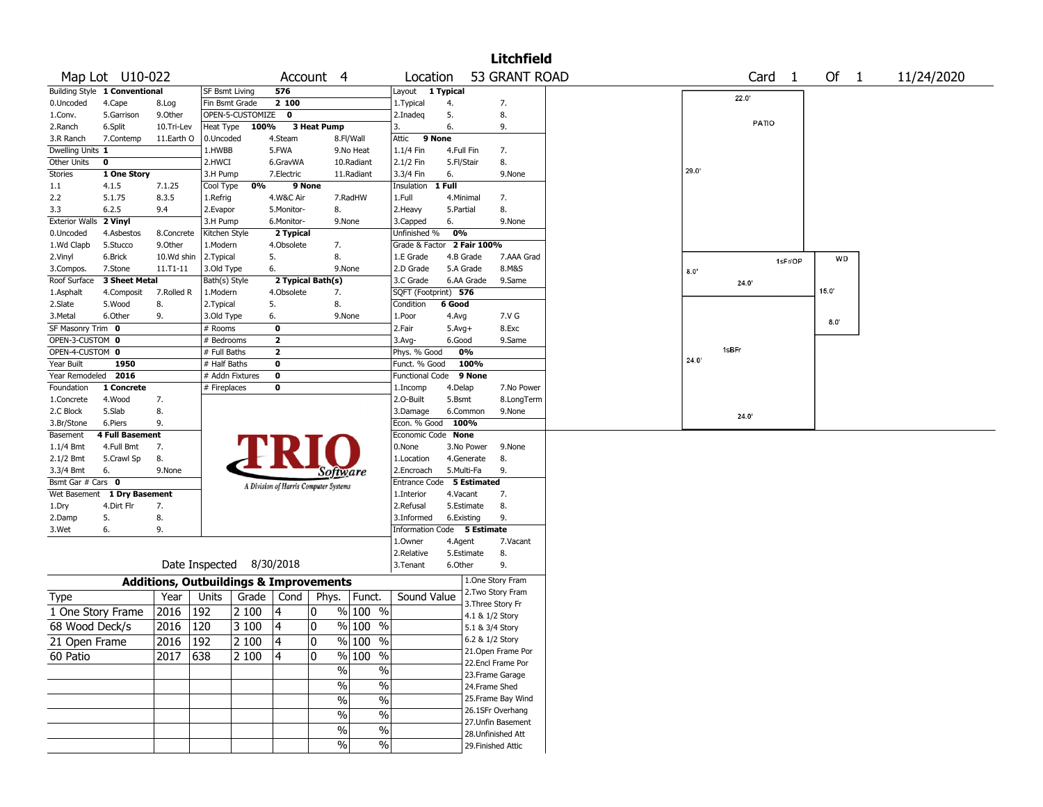# Litchfield

**Map Lot** U10-022 **Account** 4 **Location** 53 GRANT ROAD **Card** 1 **Of** 1 11/24/2020

| Field | Value | | |
|---|---|---|---|
| Building Style | 1 Conventional | | |
| 0.Uncoded | 4.Cape | 8.Log | |
| 1.Conv. | 5.Garrison | 9.Other | |
| 2.Ranch | 6.Split | 10.Tri-Lev | |
| 3.R Ranch | 7.Contemp | 11.Earth O | |
| Dwelling Units | 1 | | |
| Other Units | 0 | | |
| Stories | 1 One Story | | |
| 1.1 | 4.1.5 | 7.1.25 | |
| 2.2 | 5.1.75 | 8.3.5 | |
| 3.3 | 6.2.5 | 9.4 | |
| Exterior Walls | 2 Vinyl | | |
| 0.Uncoded | 4.Asbestos | 8.Concrete | |
| 1.Wd Clapb | 5.Stucco | 9.Other | |
| 2.Vinyl | 6.Brick | 10.Wd shin | |
| 3.Compos. | 7.Stone | 11.T1-11 | |
| Roof Surface | 3 Sheet Metal | | |
| 1.Asphalt | 4.Composit | 7.Rolled R | |
| 2.Slate | 5.Wood | 8. | |
| 3.Metal | 6.Other | 9. | |
| SF Masonry Trim | 0 | | |
| OPEN-3-CUSTOM | 0 | | |
| OPEN-4-CUSTOM | 0 | | |
| Year Built | 1950 | | |
| Year Remodeled | 2016 | | |
| Foundation | 1 Concrete | | |
| 1.Concrete | 4.Wood | 7. | |
| 2.C Block | 5.Slab | 8. | |
| 3.Br/Stone | 6.Piers | 9. | |
| Basement | 4 Full Basement | | |
| 1.1/4 Bmt | 4.Full Bmt | 7. | |
| 2.1/2 Bmt | 5.Crawl Sp | 8. | |
| 3.3/4 Bmt | 6. | 9.None | |
| Bsmt Gar # Cars | 0 | | |
| Wet Basement | 1 Dry Basement | | |
| 1.Dry | 4.Dirt Flr | 7. | |
| 2.Damp | 5. | 8. | |
| 3.Wet | 6. | 9. | |

| Field | Value | | |
|---|---|---|---|
| SF Bsmt Living | 576 | | |
| Fin Bsmt Grade | 2 100 | | |
| OPEN-5-CUSTOMIZE | 0 | | |
| Heat Type | 100% | 3 Heat Pump | |
| 0.Uncoded | 4.Steam | 8.Fl/Wall | |
| 1.HWBB | 5.FWA | 9.No Heat | |
| 2.HWCI | 6.GravWA | 10.Radiant | |
| 3.H Pump | 7.Electric | 11.Radiant | |
| Cool Type | 0% | 9 None | |
| 1.Refrig | 4.W&C Air | 7.RadHW | |
| 2.Evapor | 5.Monitor- | 8. | |
| 3.H Pump | 6.Monitor- | 9.None | |
| Kitchen Style | 2 Typical | | |
| 1.Modern | 4.Obsolete | 7. | |
| 2.Typical | 5. | 8. | |
| 3.Old Type | 6. | 9.None | |
| Bath(s) Style | 2 Typical Bath(s) | | |
| 1.Modern | 4.Obsolete | 7. | |
| 2.Typical | 5. | 8. | |
| 3.Old Type | 6. | 9.None | |
| # Rooms | 0 | | |
| # Bedrooms | 2 | | |
| # Full Baths | 2 | | |
| # Half Baths | 0 | | |
| # Addn Fixtures | 0 | | |
| # Fireplaces | 0 | | |

| Field | Value | | |
|---|---|---|---|
| Layout | 1 Typical | | |
| 1.Typical | 4. | 7. | |
| 2.Inadeq | 5. | 8. | |
| 3. | 6. | 9. | |
| Attic | 9 None | | |
| 1.1/4 Fin | 4.Full Fin | 7. | |
| 2.1/2 Fin | 5.Fl/Stair | 8. | |
| 3.3/4 Fin | 6. | 9.None | |
| Insulation | 1 Full | | |
| 1.Full | 4.Minimal | 7. | |
| 2.Heavy | 5.Partial | 8. | |
| 3.Capped | 6. | 9.None | |
| Unfinished % | 0% | | |
| Grade & Factor | 2 Fair 100% | | |
| 1.E Grade | 4.B Grade | 7.AAA Grad | |
| 2.D Grade | 5.A Grade | 8.M&S | |
| 3.C Grade | 6.AA Grade | 9.Same | |
| SQFT (Footprint) | 576 | | |
| Condition | 6 Good | | |
| 1.Poor | 4.Avg | 7.V G | |
| 2.Fair | 5.Avg+ | 8.Exc | |
| 3.Avg- | 6.Good | 9.Same | |
| Phys. % Good | 0% | | |
| Funct. % Good | 100% | | |
| Functional Code | 9 None | | |
| 1.Incomp | 4.Delap | 7.No Power | |
| 2.O-Built | 5.Bsmt | 8.LongTerm | |
| 3.Damage | 6.Common | 9.None | |
| Econ. % Good | 100% | | |
| Economic Code | None | | |
| 0.None | 3.No Power | 9.None | |
| 1.Location | 4.Generate | 8. | |
| 2.Encroach | 5.Multi-Fa | 9. | |
| Entrance Code | 5 Estimated | | |
| 1.Interior | 4.Vacant | 7. | |
| 2.Refusal | 5.Estimate | 8. | |
| 3.Informed | 6.Existing | 9. | |
| Information Code | 5 Estimate | | |
| 1.Owner | 4.Agent | 7.Vacant | |
| 2.Relative | 5.Estimate | 8. | |
| 3.Tenant | 6.Other | 9. | |

TRIO Software — A Division of Harris Computer Systems

Date Inspected 8/30/2018

## Additions, Outbuildings & Improvements

| Type | Year | Units | Grade | Cond | Phys. | Funct. | Sound Value |
|---|---|---|---|---|---|---|---|
| 1 One Story Frame | 2016 | 192 | 2 100 | 4 | 0 % | 100 % | |
| 68 Wood Deck/s | 2016 | 120 | 3 100 | 4 | 0 % | 100 % | |
| 21 Open Frame | 2016 | 192 | 2 100 | 4 | 0 % | 100 % | |
| 60 Patio | 2017 | 638 | 2 100 | 4 | 0 % | 100 % | |
| | | | | | % | % | |
| | | | | | % | % | |
| | | | | | % | % | |
| | | | | | % | % | |
| | | | | | % | % | |
| | | | | | % | % | |

1.One Story Fram
2.Two Story Fram
3.Three Story Fr
4.1 & 1/2 Story
5.1 & 3/4 Story
6.2 & 1/2 Story
21.Open Frame Por
22.Encl Frame Por
23.Frame Garage
24.Frame Shed
25.Frame Bay Wind
26.1SFr Overhang
27.Unfin Basement
28.Unfinished Att
29.Finished Attic

Sketch labels: PATIO 22.0' x 29.0'; 1sFr/OP 24.0' x 8.0'; WD 15.0' x 8.0'; 1sBFr 24.0' x 24.0'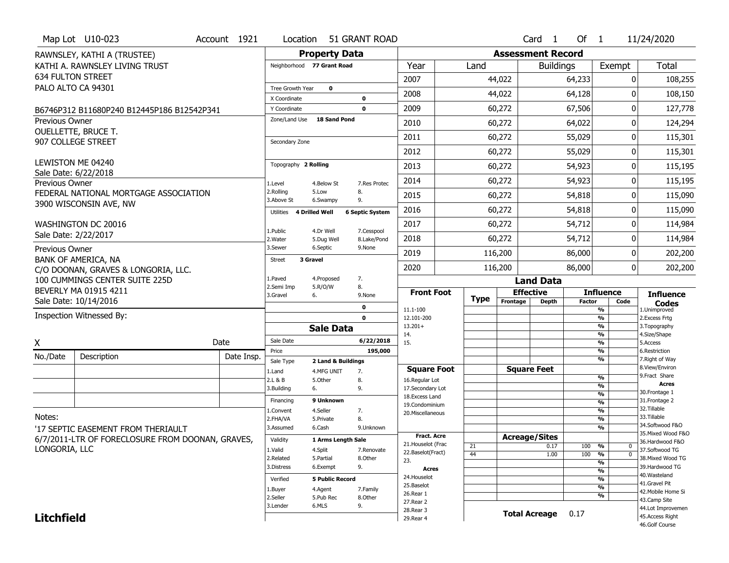Map Lot U10-023 | Account 1921 | Location 51 GRANT ROAD | Card 1 Of 1 | 11/24/2020

RAWNSLEY, KATHI A (TRUSTEE)
KATHI A. RAWNSLEY LIVING TRUST
634 FULTON STREET
PALO ALTO CA 94301

B6746P312 B11680P240 B12445P186 B12542P341

Previous Owner
OUELLETTE, BRUCE T.
907 COLLEGE STREET

LEWISTON ME 04240
Sale Date: 6/22/2018

Previous Owner
FEDERAL NATIONAL MORTGAGE ASSOCIATION
3900 WISCONSIN AVE, NW

WASHINGTON DC 20016
Sale Date: 2/22/2017

Previous Owner
BANK OF AMERICA, NA
C/O DOONAN, GRAVES & LONGORIA, LLC.
100 CUMMINGS CENTER SUITE 225D
BEVERLY MA 01915 4211
Sale Date: 10/14/2016

Inspection Witnessed By:

X ______________________ Date

| No./Date | Description | Date Insp. |
|---|---|---|
| | | |
| | | |
| | | |

Notes:
'17 SEPTIC EASEMENT FROM THERIAULT
6/7/2011-LTR OF FORECLOSURE FROM DOONAN, GRAVES, LONGORIA, LLC

## Property Data

Neighborhood **77 Grant Road**

Tree Growth Year **0**
X Coordinate **0**
Y Coordinate **0**
Zone/Land Use **18 Sand Pond**

Secondary Zone

Topography **2 Rolling**

1.Level 4.Below St 7.Res Protec
2.Rolling 5.Low 8.
3.Above St 6.Swampy 9.

Utilities **4 Drilled Well** **6 Septic System**

1.Public 4.Dr Well 7.Cesspool
2.Water 5.Dug Well 8.Lake/Pond
3.Sewer 6.Septic 9.None

Street **3 Gravel**

1.Paved 4.Proposed 7.
2.Semi Imp 5.R/O/W 8.
3.Gravel 6. 9.None

0
0

## Sale Data

Sale Date **6/22/2018**
Price **195,000**
Sale Type **2 Land & Buildings**

1.Land 4.MFG UNIT 7.
2.L & B 5.Other 8.
3.Building 6. 9.

Financing **9 Unknown**

1.Convent 4.Seller 7.
2.FHA/VA 5.Private 8.
3.Assumed 6.Cash 9.Unknown

Validity **1 Arms Length Sale**

1.Valid 4.Split 7.Renovate
2.Related 5.Partial 8.Other
3.Distress 6.Exempt 9.

Verified **5 Public Record**

1.Buyer 4.Agent 7.Family
2.Seller 5.Pub Rec 8.Other
3.Lender 6.MLS 9.

## Assessment Record

| Year | Land | Buildings | Exempt | Total |
|---|---|---|---|---|
| 2007 | 44,022 | 64,233 | 0 | 108,255 |
| 2008 | 44,022 | 64,128 | 0 | 108,150 |
| 2009 | 60,272 | 67,506 | 0 | 127,778 |
| 2010 | 60,272 | 64,022 | 0 | 124,294 |
| 2011 | 60,272 | 55,029 | 0 | 115,301 |
| 2012 | 60,272 | 55,029 | 0 | 115,301 |
| 2013 | 60,272 | 54,923 | 0 | 115,195 |
| 2014 | 60,272 | 54,923 | 0 | 115,195 |
| 2015 | 60,272 | 54,818 | 0 | 115,090 |
| 2016 | 60,272 | 54,818 | 0 | 115,090 |
| 2017 | 60,272 | 54,712 | 0 | 114,984 |
| 2018 | 60,272 | 54,712 | 0 | 114,984 |
| 2019 | 116,200 | 86,000 | 0 | 202,200 |
| 2020 | 116,200 | 86,000 | 0 | 202,200 |

## Land Data

| Front Foot | Type | Effective Frontage | Effective Depth | Influence Factor | Influence Code |
|---|---|---|---|---|---|
| 11.1-100 | | | | % | |
| 12.101-200 | | | | % | |
| 13.201+ | | | | % | |
| 14. | | | | % | |
| 15. | | | | % | |
| | | | | % | |
| | | | | % | |

| Square Foot | | Square Feet | | |
|---|---|---|---|---|
| 16.Regular Lot | | | % | |
| 17.Secondary Lot | | | % | |
| 18.Excess Land | | | % | |
| 19.Condominium | | | % | |
| 20.Miscellaneous | | | % | |
| | | | % | |
| | | | % | |

| Fract. Acre | Type | Acreage/Sites | Factor | Code |
|---|---|---|---|---|
| 21.Houselot (Frac | 21 | 0.17 | 100 % | 0 |
| 22.Baselot(Fract) | 44 | 1.00 | 100 % | 0 |
| 23. | | | % | |
| **Acres** | | | % | |
| 24.Houselot | | | % | |
| 25.Baselot | | | % | |
| 26.Rear 1 | | | % | |
| 27.Rear 2 | | | | |
| 28.Rear 3 | | | | |
| 29.Rear 4 | | | | |

**Total Acreage** 0.17

**Influence Codes**
1.Unimproved
2.Excess Frtg
3.Topography
4.Size/Shape
5.Access
6.Restriction
7.Right of Way
8.View/Environ
9.Fract Share
**Acres**
30.Frontage 1
31.Frontage 2
32.Tillable
33.Tillable
34.Softwood F&O
35.Mixed Wood F&O
36.Hardwood F&O
37.Softwood TG
38.Mixed Wood TG
39.Hardwood TG
40.Wasteland
41.Gravel Pit
42.Mobile Home Si
43.Camp Site
44.Lot Improvemen
45.Access Right
46.Golf Course

**Litchfield**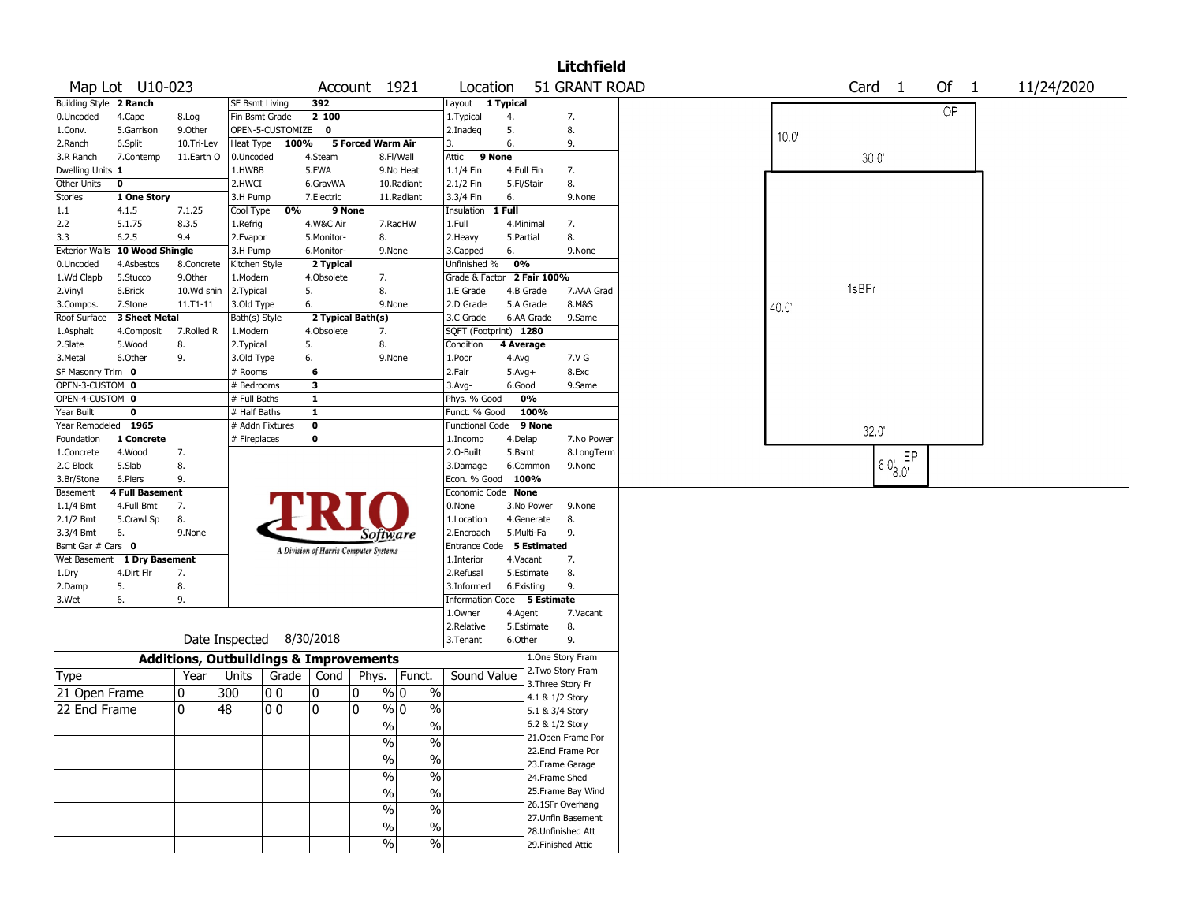# Litchfield

| Map Lot | U10-023 | Account | 1921 | Location | 51 GRANT ROAD | Card | 1 | Of | 1 | 11/24/2020 |
|---|---|---|---|---|---|---|---|---|---|---|

| Building Style | 2 Ranch | | SF Bsmt Living | 392 | | Layout | 1 Typical | |
|---|---|---|---|---|---|---|---|---|
| 0.Uncoded | 4.Cape | 8.Log | Fin Bsmt Grade | 2 100 | | 1.Typical | 4. | 7. |
| 1.Conv. | 5.Garrison | 9.Other | OPEN-5-CUSTOMIZE | 0 | | 2.Inadeq | 5. | 8. |
| 2.Ranch | 6.Split | 10.Tri-Lev | Heat Type 100% | 5 Forced Warm Air | | 3. | 6. | 9. |
| 3.R Ranch | 7.Contemp | 11.Earth O | 0.Uncoded | 4.Steam | 8.Fl/Wall | Attic | 9 None | |
| Dwelling Units | 1 | | 1.HWBB | 5.FWA | 9.No Heat | 1.1/4 Fin | 4.Full Fin | 7. |
| Other Units | 0 | | 2.HWCI | 6.GravWA | 10.Radiant | 2.1/2 Fin | 5.Fl/Stair | 8. |
| Stories | 1 One Story | | 3.H Pump | 7.Electric | 11.Radiant | 3.3/4 Fin | 6. | 9.None |
| 1.1 | 4.1.5 | 7.1.25 | Cool Type 0% | 9 None | | Insulation | 1 Full | |
| 2.2 | 5.1.75 | 8.3.5 | 1.Refrig | 4.W&C Air | 7.RadHW | 1.Full | 4.Minimal | 7. |
| 3.3 | 6.2.5 | 9.4 | 2.Evapor | 5.Monitor- | 8. | 2.Heavy | 5.Partial | 8. |
| Exterior Walls | 10 Wood Shingle | | 3.H Pump | 6.Monitor- | 9.None | 3.Capped | 6. | 9.None |
| 0.Uncoded | 4.Asbestos | 8.Concrete | Kitchen Style | 2 Typical | | Unfinished % | 0% | |
| 1.Wd Clapb | 5.Stucco | 9.Other | 1.Modern | 4.Obsolete | 7. | Grade & Factor | 2 Fair 100% | |
| 2.Vinyl | 6.Brick | 10.Wd shin | 2.Typical | 5. | 8. | 1.E Grade | 4.B Grade | 7.AAA Grad |
| 3.Compos. | 7.Stone | 11.T1-11 | 3.Old Type | 6. | 9.None | 2.D Grade | 5.A Grade | 8.M&S |
| Roof Surface | 3 Sheet Metal | | Bath(s) Style | 2 Typical Bath(s) | | 3.C Grade | 6.AA Grade | 9.Same |
| 1.Asphalt | 4.Composit | 7.Rolled R | 1.Modern | 4.Obsolete | 7. | SQFT (Footprint) | 1280 | |
| 2.Slate | 5.Wood | 8. | 2.Typical | 5. | 8. | Condition | 4 Average | |
| 3.Metal | 6.Other | 9. | 3.Old Type | 6. | 9.None | 1.Poor | 4.Avg | 7.V G |
| SF Masonry Trim | 0 | | # Rooms | 6 | | 2.Fair | 5.Avg+ | 8.Exc |
| OPEN-3-CUSTOM | 0 | | # Bedrooms | 3 | | 3.Avg- | 6.Good | 9.Same |
| OPEN-4-CUSTOM | 0 | | # Full Baths | 1 | | Phys. % Good | 0% | |
| Year Built | 0 | | # Half Baths | 1 | | Funct. % Good | 100% | |
| Year Remodeled | 1965 | | # Addn Fixtures | 0 | | Functional Code | 9 None | |
| Foundation | 1 Concrete | | # Fireplaces | 0 | | 1.Incomp | 4.Delap | 7.No Power |
| 1.Concrete | 4.Wood | 7. | | | | 2.O-Built | 5.Bsmt | 8.LongTerm |
| 2.C Block | 5.Slab | 8. | | | | 3.Damage | 6.Common | 9.None |
| 3.Br/Stone | 6.Piers | 9. | | | | Econ. % Good | 100% | |
| Basement | 4 Full Basement | | | | | Economic Code | None | |
| 1.1/4 Bmt | 4.Full Bmt | 7. | | | | 0.None | 3.No Power | 9.None |
| 2.1/2 Bmt | 5.Crawl Sp | 8. | | | | 1.Location | 4.Generate | 8. |
| 3.3/4 Bmt | 6. | 9.None | | | | 2.Encroach | 5.Multi-Fa | 9. |
| Bsmt Gar # Cars | 0 | | | | | Entrance Code | 5 Estimated | |
| Wet Basement | 1 Dry Basement | | | | | 1.Interior | 4.Vacant | 7. |
| 1.Dry | 4.Dirt Flr | 7. | | | | 2.Refusal | 5.Estimate | 8. |
| 2.Damp | 5. | 8. | | | | 3.Informed | 6.Existing | 9. |
| 3.Wet | 6. | 9. | | | | Information Code | 5 Estimate | |
| | | | | | | 1.Owner | 4.Agent | 7.Vacant |
| | | | | | | 2.Relative | 5.Estimate | 8. |
| | | | Date Inspected | 8/30/2018 | | 3.Tenant | 6.Other | 9. |

TRIO Software — A Division of Harris Computer Systems

## Additions, Outbuildings & Improvements

| Type | Year | Units | Grade | Cond | Phys. | Funct. | Sound Value |
|---|---|---|---|---|---|---|---|
| 21 Open Frame | 0 | 300 | 0 0 | 0 | 0 % | 0 % | |
| 22 Encl Frame | 0 | 48 | 0 0 | 0 | 0 % | 0 % | |
| | | | | | % | % | |
| | | | | | % | % | |
| | | | | | % | % | |
| | | | | | % | % | |
| | | | | | % | % | |
| | | | | | % | % | |
| | | | | | % | % | |

1.One Story Fram
2.Two Story Fram
3.Three Story Fr
4.1 & 1/2 Story
5.1 & 3/4 Story
6.2 & 1/2 Story
21.Open Frame Por
22.Encl Frame Por
23.Frame Garage
24.Frame Shed
25.Frame Bay Wind
26.1SFr Overhang
27.Unfin Basement
28.Unfinished Att
29.Finished Attic

Sketch: OP 10.0' x 30.0'; 1sBFr 40.0' x 32.0'; EP 6.0' x 8.0'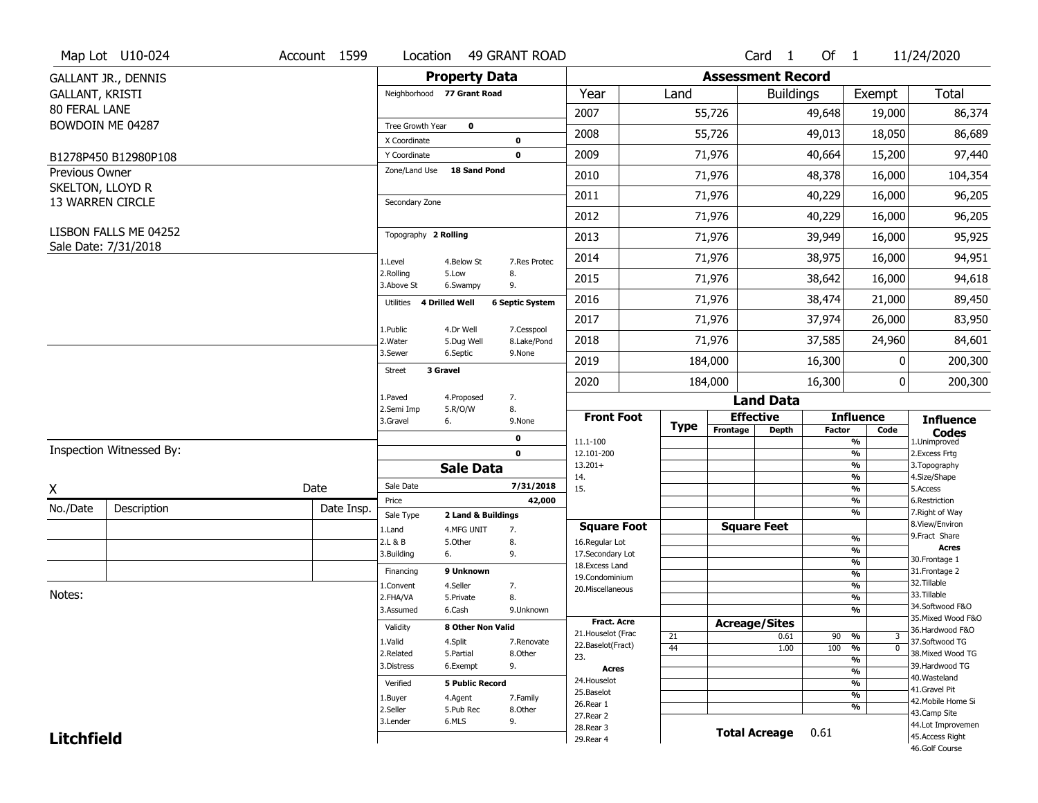Map Lot U10-024 | Account 1599 | Location 49 GRANT ROAD | Card 1 Of 1 | 11/24/2020

GALLANT JR., DENNIS
GALLANT, KRISTI
80 FERAL LANE
BOWDOIN ME 04287

B1278P450 B12980P108

Previous Owner
SKELTON, LLOYD R
13 WARREN CIRCLE

LISBON FALLS ME 04252
Sale Date: 7/31/2018

## Property Data

Neighborhood: 77 Grant Road

Tree Growth Year: 0
X Coordinate: 0
Y Coordinate: 0
Zone/Land Use: 18 Sand Pond

Secondary Zone

Topography: 2 Rolling

1.Level 4.Below St 7.Res Protec
2.Rolling 5.Low 8.
3.Above St 6.Swampy 9.

Utilities: 4 Drilled Well, 6 Septic System

1.Public 4.Dr Well 7.Cesspool
2.Water 5.Dug Well 8.Lake/Pond
3.Sewer 6.Septic 9.None

Street: 3 Gravel

1.Paved 4.Proposed 7.
2.Semi Imp 5.R/O/W 8.
3.Gravel 6. 9.None

0
0

## Sale Data

Sale Date: 7/31/2018
Price: 42,000
Sale Type: 2 Land & Buildings

1.Land 4.MFG UNIT 7.
2.L & B 5.Other 8.
3.Building 6. 9.

Financing: 9 Unknown

1.Convent 4.Seller 7.
2.FHA/VA 5.Private 8.
3.Assumed 6.Cash 9.Unknown

Validity: 8 Other Non Valid

1.Valid 4.Split 7.Renovate
2.Related 5.Partial 8.Other
3.Distress 6.Exempt 9.

Verified: 5 Public Record

1.Buyer 4.Agent 7.Family
2.Seller 5.Pub Rec 8.Other
3.Lender 6.MLS 9.

## Assessment Record

| Year | Land | Buildings | Exempt | Total |
|---|---|---|---|---|
| 2007 | 55,726 | 49,648 | 19,000 | 86,374 |
| 2008 | 55,726 | 49,013 | 18,050 | 86,689 |
| 2009 | 71,976 | 40,664 | 15,200 | 97,440 |
| 2010 | 71,976 | 48,378 | 16,000 | 104,354 |
| 2011 | 71,976 | 40,229 | 16,000 | 96,205 |
| 2012 | 71,976 | 40,229 | 16,000 | 96,205 |
| 2013 | 71,976 | 39,949 | 16,000 | 95,925 |
| 2014 | 71,976 | 38,975 | 16,000 | 94,951 |
| 2015 | 71,976 | 38,642 | 16,000 | 94,618 |
| 2016 | 71,976 | 38,474 | 21,000 | 89,450 |
| 2017 | 71,976 | 37,974 | 26,000 | 83,950 |
| 2018 | 71,976 | 37,585 | 24,960 | 84,601 |
| 2019 | 184,000 | 16,300 | 0 | 200,300 |
| 2020 | 184,000 | 16,300 | 0 | 200,300 |

## Land Data

| Front Foot | Type | Effective Frontage | Effective Depth | Influence Factor | Influence Code |
|---|---|---|---|---|---|
| 11.1-100 | | | | % | |
| 12.101-200 | | | | % | |
| 13.201+ | | | | % | |
| 14. | | | | % | |
| 15. | | | | % | |

| Square Foot | | Square Feet | | |
|---|---|---|---|---|
| 16.Regular Lot | | | % | |
| 17.Secondary Lot | | | % | |
| 18.Excess Land | | | % | |
| 19.Condominium | | | % | |
| 20.Miscellaneous | | | % | |

| Fract. Acre / Acres | Type | Acreage/Sites | Factor | Code |
|---|---|---|---|---|
| 21.Houselot (Frac | 21 | 0.61 | 90 % | 3 |
| 22.Baselot(Fract) | 44 | 1.00 | 100 % | 0 |
| 23. | | | % | |
| 24.Houselot | | | % | |
| 25.Baselot | | | % | |
| 26.Rear 1 | | | % | |
| 27.Rear 2 | | | % | |
| 28.Rear 3 | | | | |
| 29.Rear 4 | | | | |

Total Acreage: 0.61

**Influence Codes**
1.Unimproved
2.Excess Frtg
3.Topography
4.Size/Shape
5.Access
6.Restriction
7.Right of Way
8.View/Environ
9.Fract Share

**Acres**
30.Frontage 1
31.Frontage 2
32.Tillable
33.Tillable
34.Softwood F&O
35.Mixed Wood F&O
36.Hardwood F&O
37.Softwood TG
38.Mixed Wood TG
39.Hardwood TG
40.Wasteland
41.Gravel Pit
42.Mobile Home Si
43.Camp Site
44.Lot Improvemen
45.Access Right
46.Golf Course

Inspection Witnessed By:

X ____________ Date

| No./Date | Description | Date Insp. |
|---|---|---|
| | | |
| | | |
| | | |

Notes:

**Litchfield**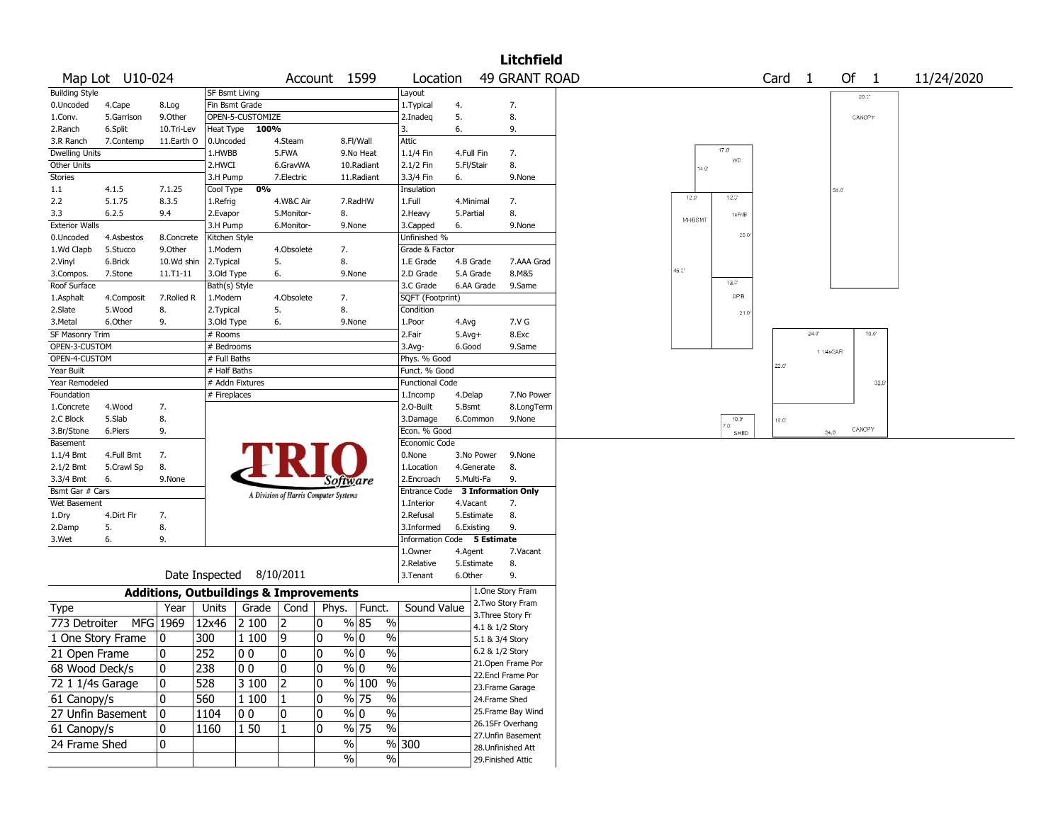# Litchfield

Map Lot U10-024 | Account 1599 | Location 49 GRANT ROAD | Card 1 Of 1 | 11/24/2020

| | | | | | | | | | | | |
|---|---|---|---|---|---|---|---|---|---|---|---|
| **Building Style** | | | **SF Bsmt Living** | | | **Layout** | | | | | |
| 0.Uncoded | 4.Cape | 8.Log | **Fin Bsmt Grade** | | | 1.Typical | 4. | 7. | | | |
| 1.Conv. | 5.Garrison | 9.Other | OPEN-5-CUSTOMIZE | | | 2.Inadeq | 5. | 8. | | | |
| 2.Ranch | 6.Split | 10.Tri-Lev | Heat Type 100% | | | 3. | 6. | 9. | | | |
| 3.R Ranch | 7.Contemp | 11.Earth O | 0.Uncoded | 4.Steam | 8.Fl/Wall | **Attic** | | | | | |
| **Dwelling Units** | | | 1.HWBB | 5.FWA | 9.No Heat | 1.1/4 Fin | 4.Full Fin | 7. | | | |
| **Other Units** | | | 2.HWCI | 6.GravWA | 10.Radiant | 2.1/2 Fin | 5.Fl/Stair | 8. | | | |
| **Stories** | | | 3.H Pump | 7.Electric | 11.Radiant | 3.3/4 Fin | 6. | 9.None | | | |
| 1.1 | 4.1.5 | 7.1.25 | Cool Type 0% | | | **Insulation** | | | | | |
| 2.2 | 5.1.75 | 8.3.5 | 1.Refrig | 4.W&C Air | 7.RadHW | 1.Full | 4.Minimal | 7. | | | |
| 3.3 | 6.2.5 | 9.4 | 2.Evapor | 5.Monitor- | 8. | 2.Heavy | 5.Partial | 8. | | | |
| **Exterior Walls** | | | 3.H Pump | 6.Monitor- | 9.None | 3.Capped | 6. | 9.None | | | |
| 0.Uncoded | 4.Asbestos | 8.Concrete | **Kitchen Style** | | | **Unfinished %** | | | | | |
| 1.Wd Clapb | 5.Stucco | 9.Other | 1.Modern | 4.Obsolete | 7. | **Grade & Factor** | | | | | |
| 2.Vinyl | 6.Brick | 10.Wd shin | 2.Typical | 5. | 8. | 1.E Grade | 4.B Grade | 7.AAA Grad | | | |
| 3.Compos. | 7.Stone | 11.T1-11 | 3.Old Type | 6. | 9.None | 2.D Grade | 5.A Grade | 8.M&S | | | |
| **Roof Surface** | | | **Bath(s) Style** | | | 3.C Grade | 6.AA Grade | 9.Same | | | |
| 1.Asphalt | 4.Composit | 7.Rolled R | 1.Modern | 4.Obsolete | 7. | **SQFT (Footprint)** | | | | | |
| 2.Slate | 5.Wood | 8. | 2.Typical | 5. | 8. | **Condition** | | | | | |
| 3.Metal | 6.Other | 9. | 3.Old Type | 6. | 9.None | 1.Poor | 4.Avg | 7.V G | | | |
| **SF Masonry Trim** | | | # Rooms | | | 2.Fair | 5.Avg+ | 8.Exc | | | |
| OPEN-3-CUSTOM | | | # Bedrooms | | | 3.Avg- | 6.Good | 9.Same | | | |
| OPEN-4-CUSTOM | | | # Full Baths | | | **Phys. % Good** | | | | | |
| **Year Built** | | | # Half Baths | | | **Funct. % Good** | | | | | |
| **Year Remodeled** | | | # Addn Fixtures | | | **Functional Code** | | | | | |
| **Foundation** | | | # Fireplaces | | | 1.Incomp | 4.Delap | 7.No Power | | | |
| 1.Concrete | 4.Wood | 7. | | | | 2.O-Built | 5.Bsmt | 8.LongTerm | | | |
| 2.C Block | 5.Slab | 8. | | | | 3.Damage | 6.Common | 9.None | | | |
| 3.Br/Stone | 6.Piers | 9. | | | | **Econ. % Good** | | | | | |
| **Basement** | | | | | | **Economic Code** | | | | | |
| 1.1/4 Bmt | 4.Full Bmt | 7. | | | | 0.None | 3.No Power | 9.None | | | |
| 2.1/2 Bmt | 5.Crawl Sp | 8. | | | | 1.Location | 4.Generate | 8. | | | |
| 3.3/4 Bmt | 6. | 9.None | | | | 2.Encroach | 5.Multi-Fa | 9. | | | |
| **Bsmt Gar # Cars** | | | | | | Entrance Code 3 Information Only | | | | | |
| **Wet Basement** | | | | | | 1.Interior | 4.Vacant | 7. | | | |
| 1.Dry | 4.Dirt Flr | 7. | | | | 2.Refusal | 5.Estimate | 8. | | | |
| 2.Damp | 5. | 8. | | | | 3.Informed | 6.Existing | 9. | | | |
| 3.Wet | 6. | 9. | | | | Information Code 5 Estimate | | | | | |
| | | | | | | 1.Owner | 4.Agent | 7.Vacant | | | |
| | | | | | | 2.Relative | 5.Estimate | 8. | | | |
| Date Inspected 8/10/2011 | | | | | | 3.Tenant | 6.Other | 9. | | | |

TRIO Software — A Division of Harris Computer Systems

## Additions, Outbuildings & Improvements

| Type | Year | Units | Grade | Cond | Phys. | Funct. | Sound Value |
|---|---|---|---|---|---|---|---|
| 773 Detroiter MFG | 1969 | 12x46 | 2 100 | 2 | 0 % | 85 % | |
| 1 One Story Frame | 0 | 300 | 1 100 | 9 | 0 % | 0 % | |
| 21 Open Frame | 0 | 252 | 0 0 | 0 | 0 % | 0 % | |
| 68 Wood Deck/s | 0 | 238 | 0 0 | 0 | 0 % | 0 % | |
| 72 1 1/4s Garage | 0 | 528 | 3 100 | 2 | 0 % | 100 % | |
| 61 Canopy/s | 0 | 560 | 1 100 | 1 | 0 % | 75 % | |
| 27 Unfin Basement | 0 | 1104 | 0 0 | 0 | 0 % | 0 % | |
| 61 Canopy/s | 0 | 1160 | 1 50 | 1 | 0 % | 75 % | |
| 24 Frame Shed | 0 | | | | % | % | 300 |
| | | | | | % | % | |

1.One Story Fram
2.Two Story Fram
3.Three Story Fr
4.1 & 1/2 Story
5.1 & 3/4 Story
6.2 & 1/2 Story
21.Open Frame Por
22.Encl Frame Por
23.Frame Garage
24.Frame Shed
25.Frame Bay Wind
26.1SFr Overhang
27.Unfin Basement
28.Unfinished Att
29.Finished Attic

20.0'
CANOPY
17.0'
WD
14.0'
12.0'
12.0'
58.0'
1sFr/B
MHBSMT
26.0'
46.0'
12.0'
OPB
21.0'
24.0'
10.0'
1 1/4sGAR
22.0'
32.0'
10.0'
7.0'
SHED
10.0'
34.0'
CANOPY